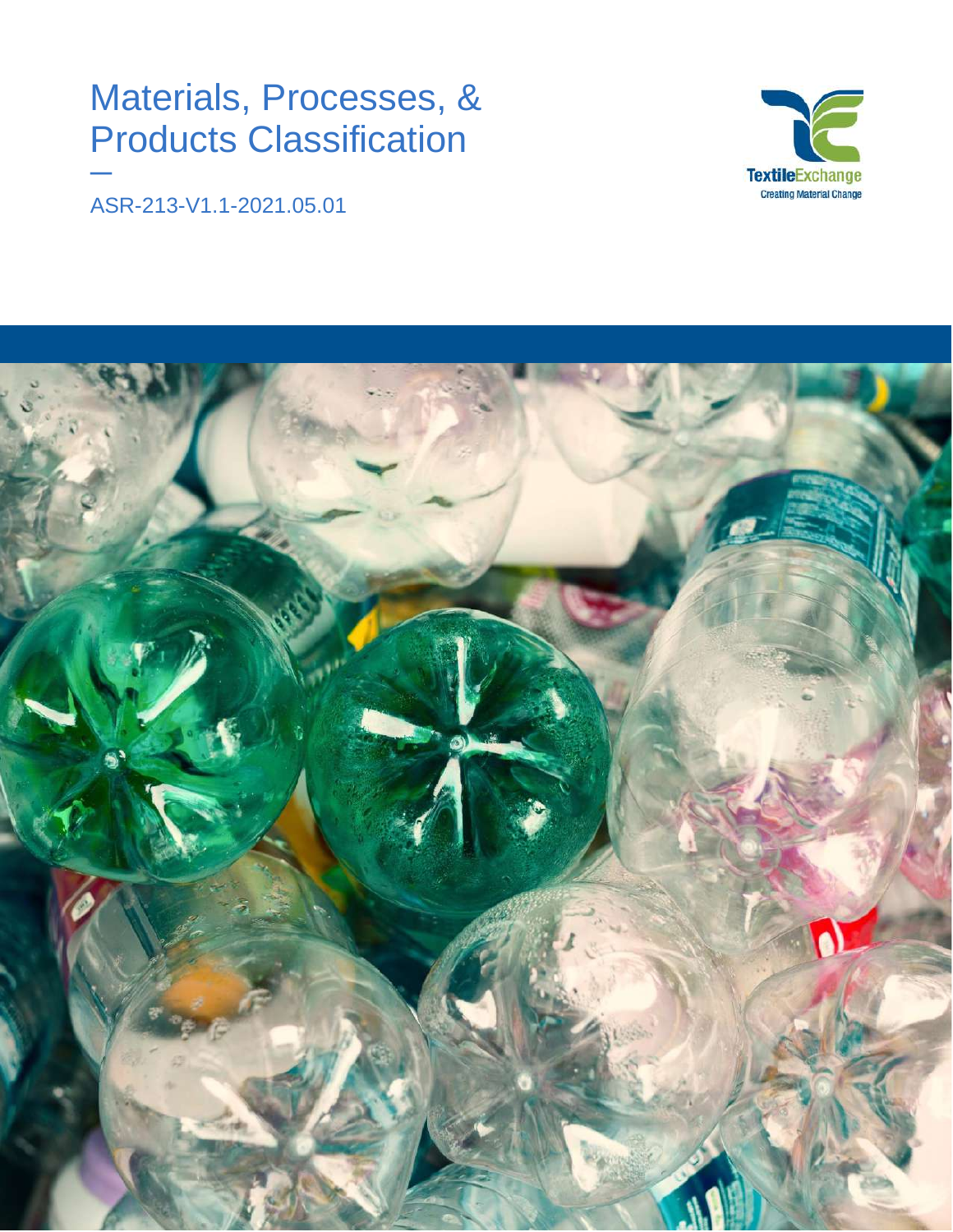# Materials, Processes, & Products Classification

—

ASR-213-V1.1-2021.05.01

TextileExchange
Creating Material Change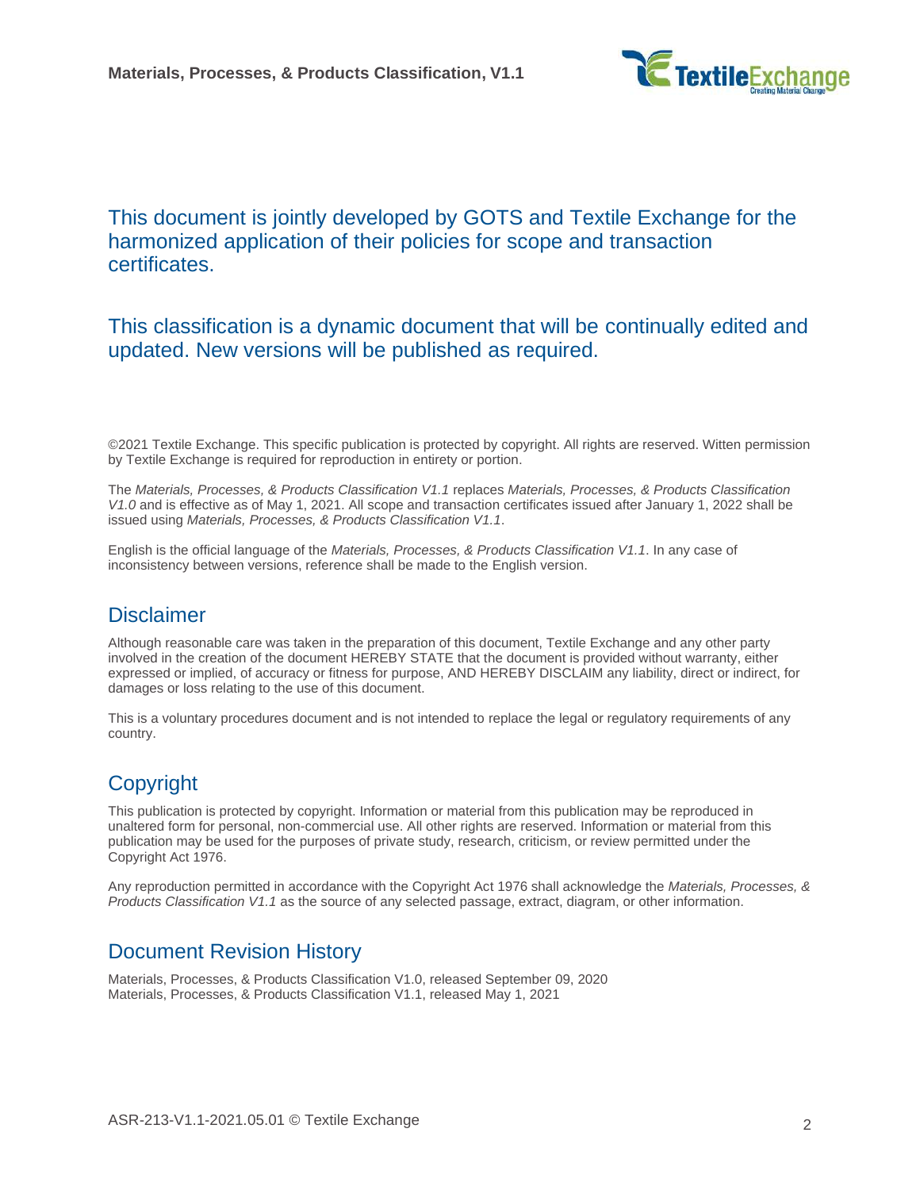This document is jointly developed by GOTS and Textile Exchange for the harmonized application of their policies for scope and transaction certificates.

This classification is a dynamic document that will be continually edited and updated. New versions will be published as required.

©2021 Textile Exchange. This specific publication is protected by copyright. All rights are reserved. Witten permission by Textile Exchange is required for reproduction in entirety or portion.

The *Materials, Processes, & Products Classification V1.1* replaces *Materials, Processes, & Products Classification V1.0* and is effective as of May 1, 2021. All scope and transaction certificates issued after January 1, 2022 shall be issued using *Materials, Processes, & Products Classification V1.1*.

English is the official language of the *Materials, Processes, & Products Classification V1.1*. In any case of inconsistency between versions, reference shall be made to the English version.

## Disclaimer

Although reasonable care was taken in the preparation of this document, Textile Exchange and any other party involved in the creation of the document HEREBY STATE that the document is provided without warranty, either expressed or implied, of accuracy or fitness for purpose, AND HEREBY DISCLAIM any liability, direct or indirect, for damages or loss relating to the use of this document.

This is a voluntary procedures document and is not intended to replace the legal or regulatory requirements of any country.

## Copyright

This publication is protected by copyright. Information or material from this publication may be reproduced in unaltered form for personal, non-commercial use. All other rights are reserved. Information or material from this publication may be used for the purposes of private study, research, criticism, or review permitted under the Copyright Act 1976.

Any reproduction permitted in accordance with the Copyright Act 1976 shall acknowledge the *Materials, Processes, & Products Classification V1.1* as the source of any selected passage, extract, diagram, or other information.

## Document Revision History

Materials, Processes, & Products Classification V1.0, released September 09, 2020
Materials, Processes, & Products Classification V1.1, released May 1, 2021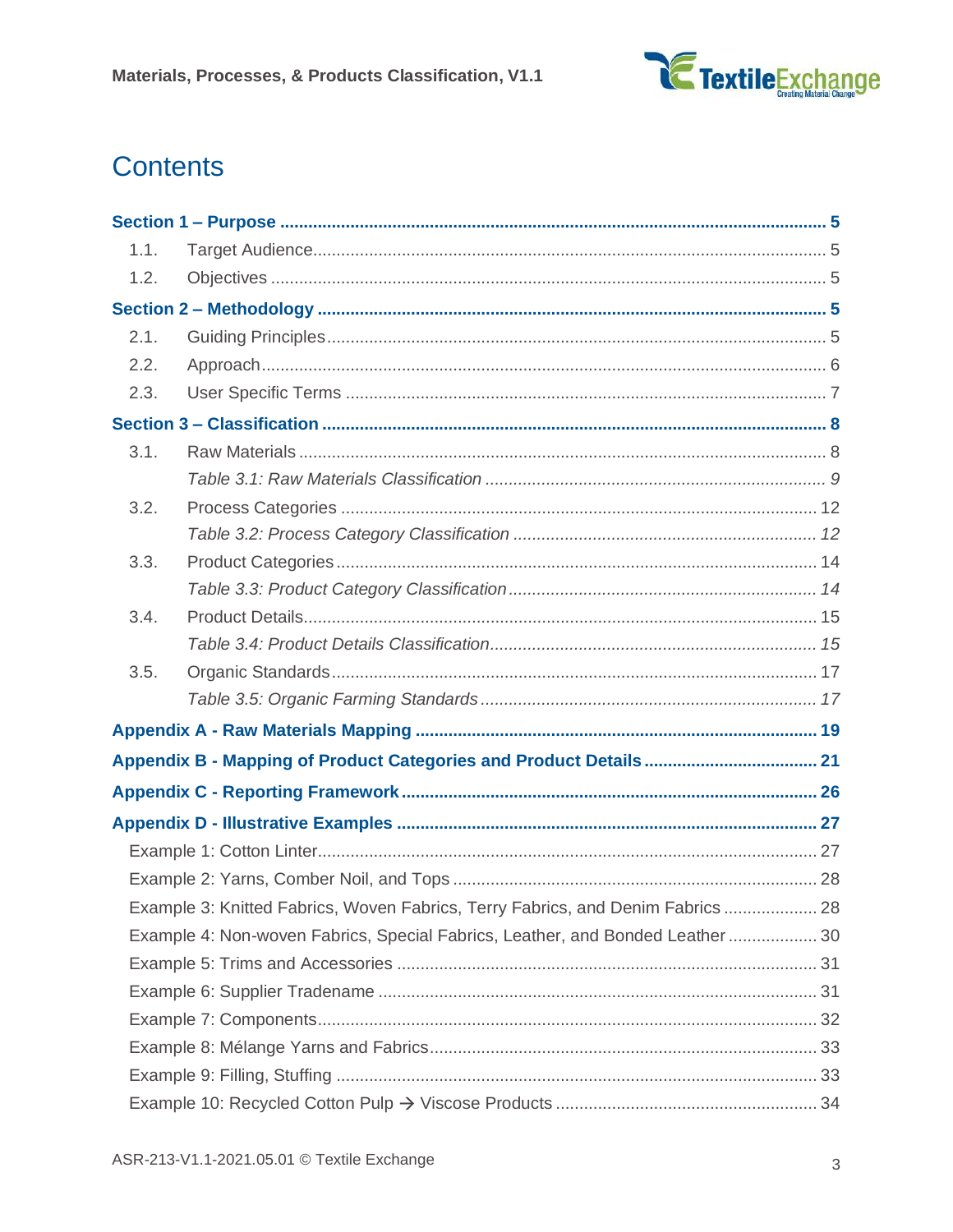# Contents

**Section 1 – Purpose ... 5**

- 1.1. Target Audience ... 5
- 1.2. Objectives ... 5

**Section 2 – Methodology ... 5**

- 2.1. Guiding Principles ... 5
- 2.2. Approach ... 6
- 2.3. User Specific Terms ... 7

**Section 3 – Classification ... 8**

- 3.1. Raw Materials ... 8
  - *Table 3.1: Raw Materials Classification ... 9*
- 3.2. Process Categories ... 12
  - *Table 3.2: Process Category Classification ... 12*
- 3.3. Product Categories ... 14
  - *Table 3.3: Product Category Classification ... 14*
- 3.4. Product Details ... 15
  - *Table 3.4: Product Details Classification ... 15*
- 3.5. Organic Standards ... 17
  - *Table 3.5: Organic Farming Standards ... 17*

**Appendix A - Raw Materials Mapping ... 19**

**Appendix B - Mapping of Product Categories and Product Details ... 21**

**Appendix C - Reporting Framework ... 26**

**Appendix D - Illustrative Examples ... 27**

- Example 1: Cotton Linter ... 27
- Example 2: Yarns, Comber Noil, and Tops ... 28
- Example 3: Knitted Fabrics, Woven Fabrics, Terry Fabrics, and Denim Fabrics ... 28
- Example 4: Non-woven Fabrics, Special Fabrics, Leather, and Bonded Leather ... 30
- Example 5: Trims and Accessories ... 31
- Example 6: Supplier Tradename ... 31
- Example 7: Components ... 32
- Example 8: Mélange Yarns and Fabrics ... 33
- Example 9: Filling, Stuffing ... 33
- Example 10: Recycled Cotton Pulp → Viscose Products ... 34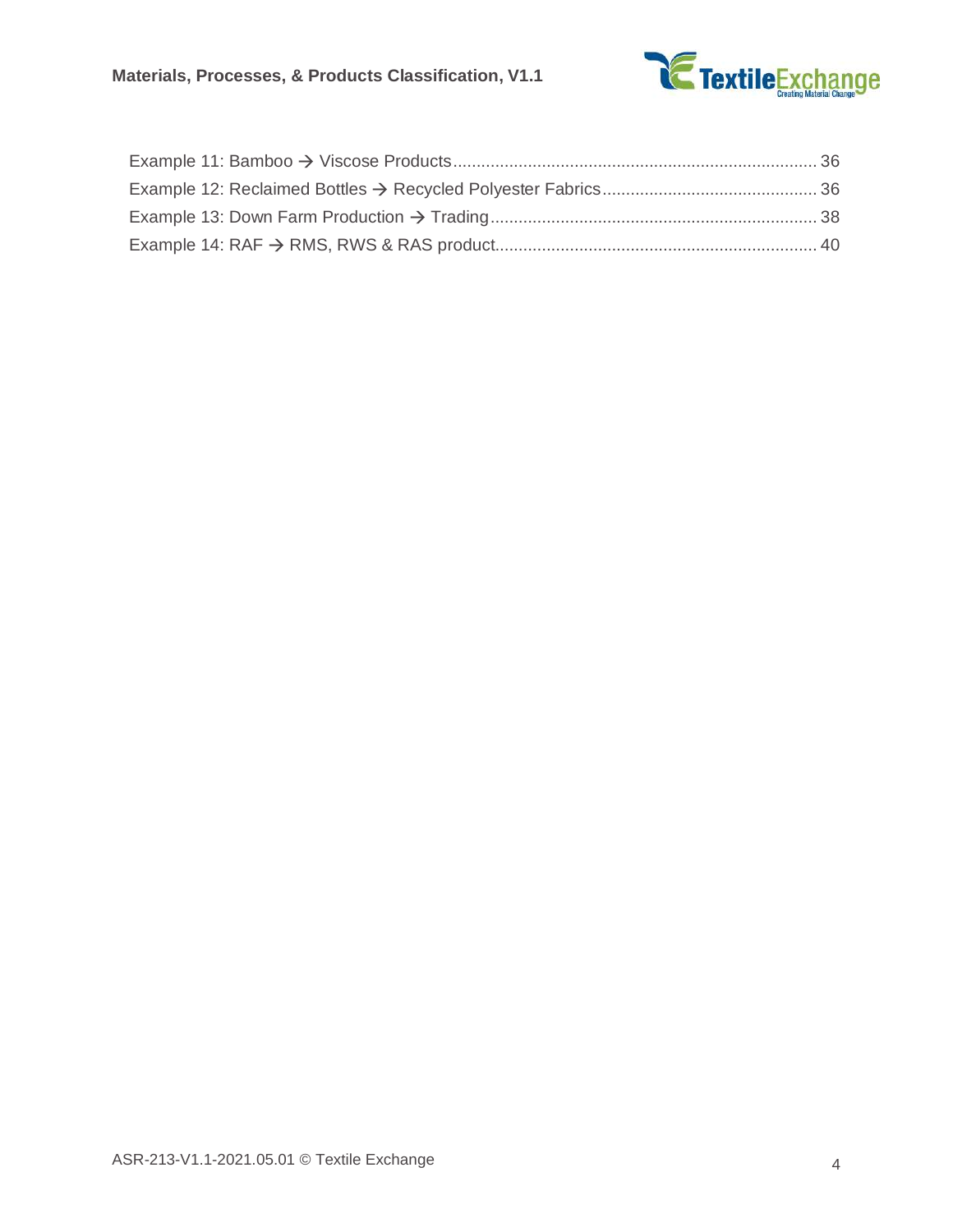Example 11: Bamboo → Viscose Products ........ 36
Example 12: Reclaimed Bottles → Recycled Polyester Fabrics ........ 36
Example 13: Down Farm Production → Trading ........ 38
Example 14: RAF → RMS, RWS & RAS product ........ 40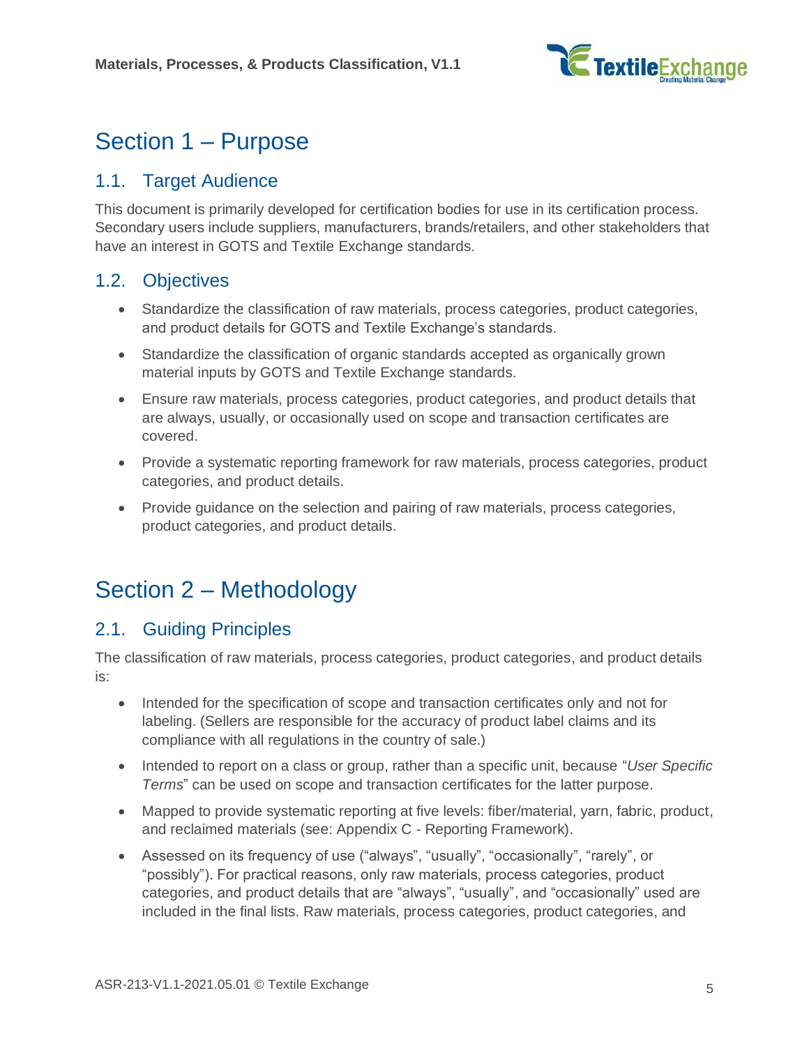# Section 1 – Purpose

## 1.1. Target Audience

This document is primarily developed for certification bodies for use in its certification process. Secondary users include suppliers, manufacturers, brands/retailers, and other stakeholders that have an interest in GOTS and Textile Exchange standards.

## 1.2. Objectives

- Standardize the classification of raw materials, process categories, product categories, and product details for GOTS and Textile Exchange's standards.
- Standardize the classification of organic standards accepted as organically grown material inputs by GOTS and Textile Exchange standards.
- Ensure raw materials, process categories, product categories, and product details that are always, usually, or occasionally used on scope and transaction certificates are covered.
- Provide a systematic reporting framework for raw materials, process categories, product categories, and product details.
- Provide guidance on the selection and pairing of raw materials, process categories, product categories, and product details.

# Section 2 – Methodology

## 2.1. Guiding Principles

The classification of raw materials, process categories, product categories, and product details is:

- Intended for the specification of scope and transaction certificates only and not for labeling. (Sellers are responsible for the accuracy of product label claims and its compliance with all regulations in the country of sale.)
- Intended to report on a class or group, rather than a specific unit, because "*User Specific Terms*" can be used on scope and transaction certificates for the latter purpose.
- Mapped to provide systematic reporting at five levels: fiber/material, yarn, fabric, product, and reclaimed materials (see: Appendix C - Reporting Framework).
- Assessed on its frequency of use ("always", "usually", "occasionally", "rarely", or "possibly"). For practical reasons, only raw materials, process categories, product categories, and product details that are "always", "usually", and "occasionally" used are included in the final lists. Raw materials, process categories, product categories, and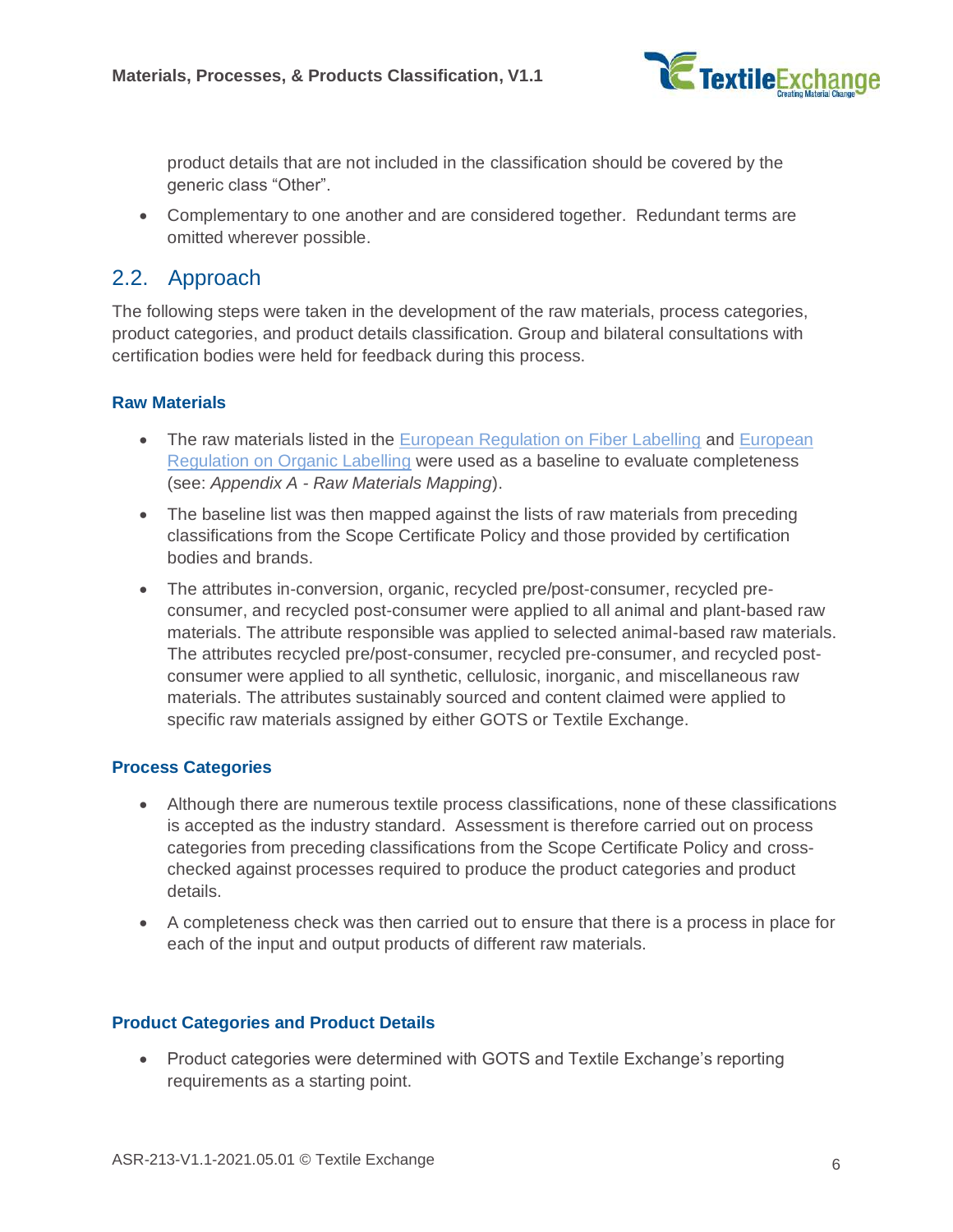product details that are not included in the classification should be covered by the generic class "Other".

- Complementary to one another and are considered together. Redundant terms are omitted wherever possible.

## 2.2. Approach

The following steps were taken in the development of the raw materials, process categories, product categories, and product details classification. Group and bilateral consultations with certification bodies were held for feedback during this process.

### Raw Materials

- The raw materials listed in the [European Regulation on Fiber Labelling]() and [European Regulation on Organic Labelling]() were used as a baseline to evaluate completeness (see: *Appendix A - Raw Materials Mapping*).
- The baseline list was then mapped against the lists of raw materials from preceding classifications from the Scope Certificate Policy and those provided by certification bodies and brands.
- The attributes in-conversion, organic, recycled pre/post-consumer, recycled pre-consumer, and recycled post-consumer were applied to all animal and plant-based raw materials. The attribute responsible was applied to selected animal-based raw materials. The attributes recycled pre/post-consumer, recycled pre-consumer, and recycled post-consumer were applied to all synthetic, cellulosic, inorganic, and miscellaneous raw materials. The attributes sustainably sourced and content claimed were applied to specific raw materials assigned by either GOTS or Textile Exchange.

### Process Categories

- Although there are numerous textile process classifications, none of these classifications is accepted as the industry standard. Assessment is therefore carried out on process categories from preceding classifications from the Scope Certificate Policy and cross-checked against processes required to produce the product categories and product details.
- A completeness check was then carried out to ensure that there is a process in place for each of the input and output products of different raw materials.

### Product Categories and Product Details

- Product categories were determined with GOTS and Textile Exchange's reporting requirements as a starting point.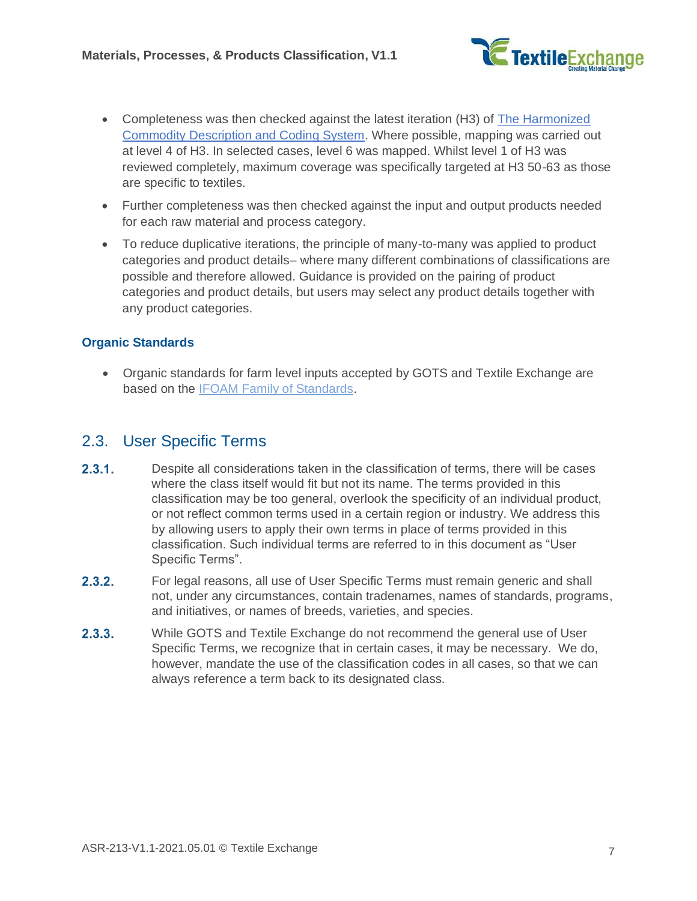- Completeness was then checked against the latest iteration (H3) of The Harmonized Commodity Description and Coding System. Where possible, mapping was carried out at level 4 of H3. In selected cases, level 6 was mapped. Whilst level 1 of H3 was reviewed completely, maximum coverage was specifically targeted at H3 50-63 as those are specific to textiles.
- Further completeness was then checked against the input and output products needed for each raw material and process category.
- To reduce duplicative iterations, the principle of many-to-many was applied to product categories and product details– where many different combinations of classifications are possible and therefore allowed. Guidance is provided on the pairing of product categories and product details, but users may select any product details together with any product categories.

### Organic Standards

- Organic standards for farm level inputs accepted by GOTS and Textile Exchange are based on the IFOAM Family of Standards.

## 2.3. User Specific Terms

**2.3.1.** Despite all considerations taken in the classification of terms, there will be cases where the class itself would fit but not its name. The terms provided in this classification may be too general, overlook the specificity of an individual product, or not reflect common terms used in a certain region or industry. We address this by allowing users to apply their own terms in place of terms provided in this classification. Such individual terms are referred to in this document as "User Specific Terms".

**2.3.2.** For legal reasons, all use of User Specific Terms must remain generic and shall not, under any circumstances, contain tradenames, names of standards, programs, and initiatives, or names of breeds, varieties, and species.

**2.3.3.** While GOTS and Textile Exchange do not recommend the general use of User Specific Terms, we recognize that in certain cases, it may be necessary. We do, however, mandate the use of the classification codes in all cases, so that we can always reference a term back to its designated class.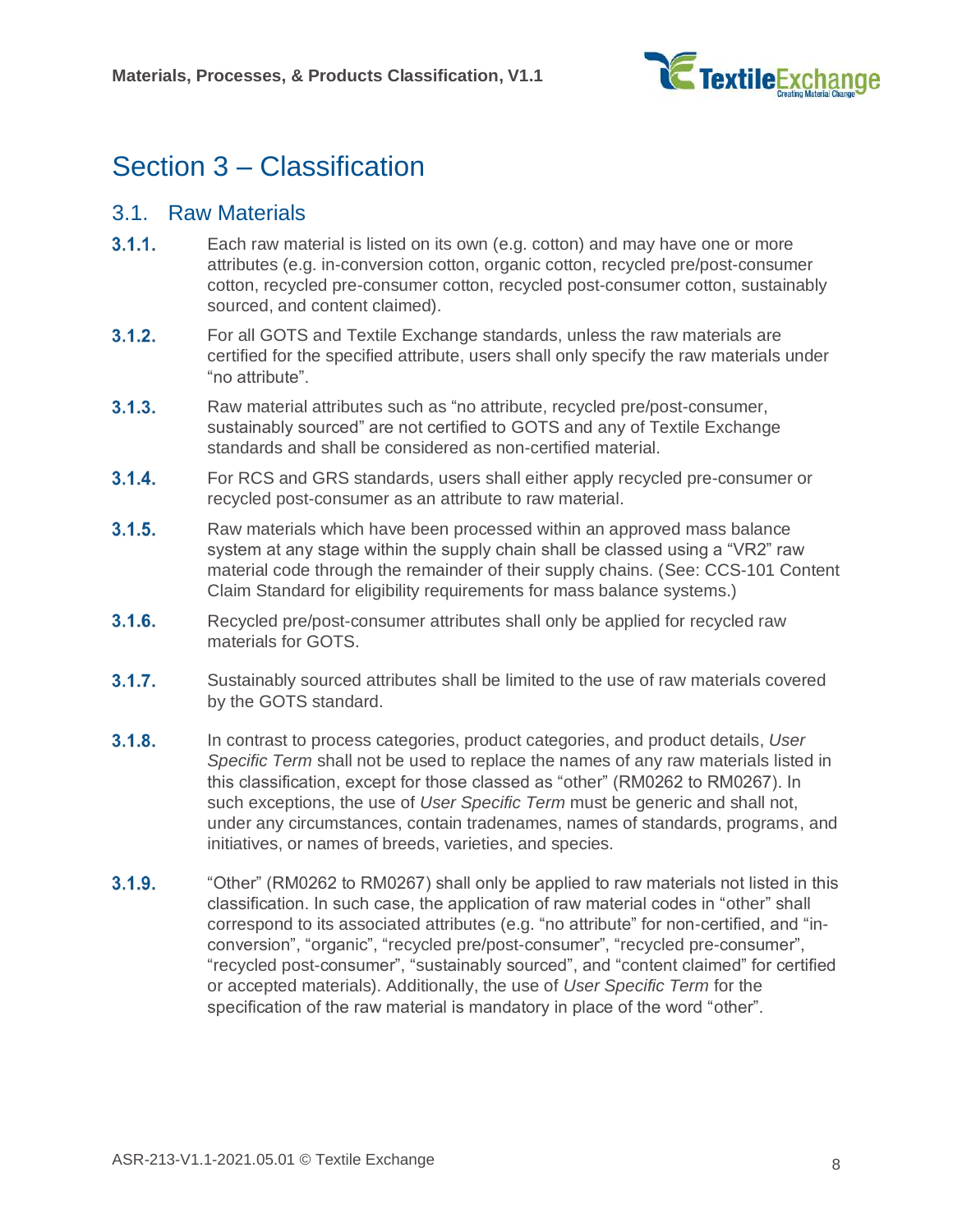# Section 3 – Classification

## 3.1. Raw Materials

**3.1.1.** Each raw material is listed on its own (e.g. cotton) and may have one or more attributes (e.g. in-conversion cotton, organic cotton, recycled pre/post-consumer cotton, recycled pre-consumer cotton, recycled post-consumer cotton, sustainably sourced, and content claimed).

**3.1.2.** For all GOTS and Textile Exchange standards, unless the raw materials are certified for the specified attribute, users shall only specify the raw materials under "no attribute".

**3.1.3.** Raw material attributes such as "no attribute, recycled pre/post-consumer, sustainably sourced" are not certified to GOTS and any of Textile Exchange standards and shall be considered as non-certified material.

**3.1.4.** For RCS and GRS standards, users shall either apply recycled pre-consumer or recycled post-consumer as an attribute to raw material.

**3.1.5.** Raw materials which have been processed within an approved mass balance system at any stage within the supply chain shall be classed using a "VR2" raw material code through the remainder of their supply chains. (See: CCS-101 Content Claim Standard for eligibility requirements for mass balance systems.)

**3.1.6.** Recycled pre/post-consumer attributes shall only be applied for recycled raw materials for GOTS.

**3.1.7.** Sustainably sourced attributes shall be limited to the use of raw materials covered by the GOTS standard.

**3.1.8.** In contrast to process categories, product categories, and product details, *User Specific Term* shall not be used to replace the names of any raw materials listed in this classification, except for those classed as "other" (RM0262 to RM0267). In such exceptions, the use of *User Specific Term* must be generic and shall not, under any circumstances, contain tradenames, names of standards, programs, and initiatives, or names of breeds, varieties, and species.

**3.1.9.** "Other" (RM0262 to RM0267) shall only be applied to raw materials not listed in this classification. In such case, the application of raw material codes in "other" shall correspond to its associated attributes (e.g. "no attribute" for non-certified, and "in-conversion", "organic", "recycled pre/post-consumer", "recycled pre-consumer", "recycled post-consumer", "sustainably sourced", and "content claimed" for certified or accepted materials). Additionally, the use of *User Specific Term* for the specification of the raw material is mandatory in place of the word "other".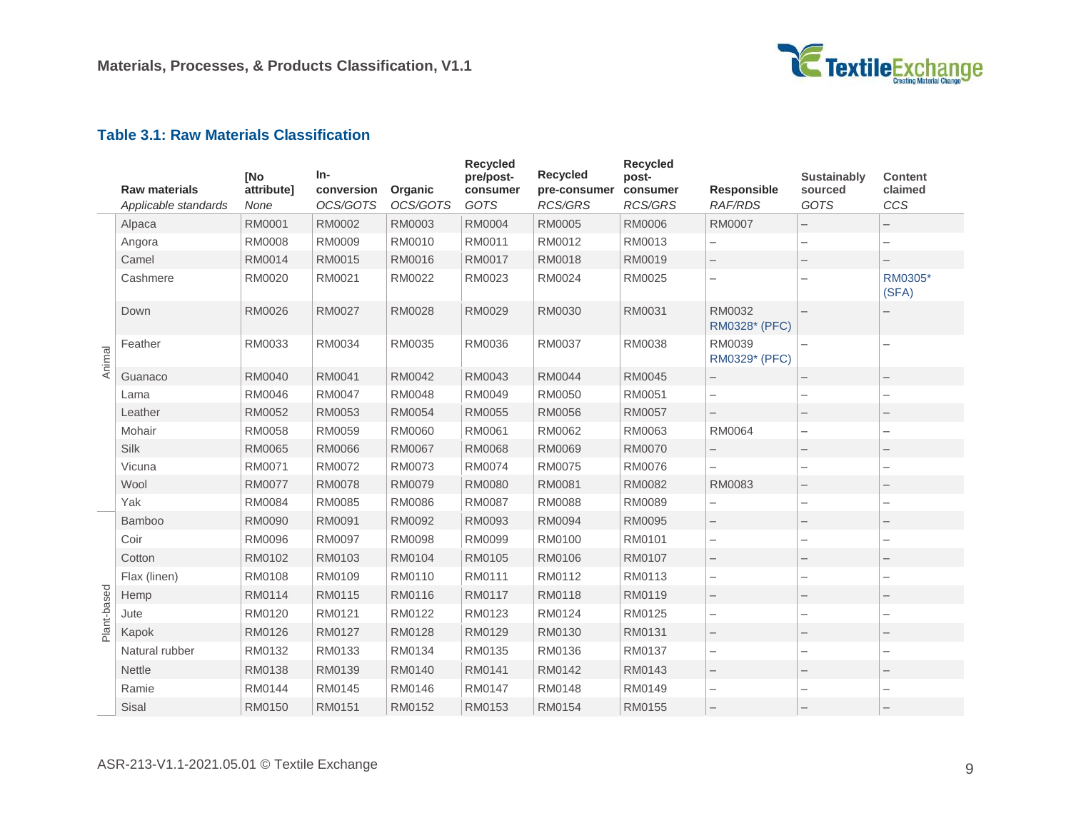### Table 3.1: Raw Materials Classification

| | Raw materials | [No attribute] | In-conversion | Organic | Recycled pre/post-consumer | Recycled pre-consumer | Recycled post-consumer | Responsible | Sustainably sourced | Content claimed |
|---|---|---|---|---|---|---|---|---|---|---|
| | *Applicable standards* | *None* | *OCS/GOTS* | *OCS/GOTS* | *GOTS* | *RCS/GRS* | *RCS/GRS* | *RAF/RDS* | *GOTS* | *CCS* |
| Animal | Alpaca | RM0001 | RM0002 | RM0003 | RM0004 | RM0005 | RM0006 | RM0007 | – | – |
| | Angora | RM0008 | RM0009 | RM0010 | RM0011 | RM0012 | RM0013 | – | – | – |
| | Camel | RM0014 | RM0015 | RM0016 | RM0017 | RM0018 | RM0019 | – | – | – |
| | Cashmere | RM0020 | RM0021 | RM0022 | RM0023 | RM0024 | RM0025 | – | – | RM0305* (SFA) |
| | Down | RM0026 | RM0027 | RM0028 | RM0029 | RM0030 | RM0031 | RM0032 RM0328* (PFC) | – | – |
| | Feather | RM0033 | RM0034 | RM0035 | RM0036 | RM0037 | RM0038 | RM0039 RM0329* (PFC) | – | – |
| | Guanaco | RM0040 | RM0041 | RM0042 | RM0043 | RM0044 | RM0045 | – | – | – |
| | Lama | RM0046 | RM0047 | RM0048 | RM0049 | RM0050 | RM0051 | – | – | – |
| | Leather | RM0052 | RM0053 | RM0054 | RM0055 | RM0056 | RM0057 | – | – | – |
| | Mohair | RM0058 | RM0059 | RM0060 | RM0061 | RM0062 | RM0063 | RM0064 | – | – |
| | Silk | RM0065 | RM0066 | RM0067 | RM0068 | RM0069 | RM0070 | – | – | – |
| | Vicuna | RM0071 | RM0072 | RM0073 | RM0074 | RM0075 | RM0076 | – | – | – |
| | Wool | RM0077 | RM0078 | RM0079 | RM0080 | RM0081 | RM0082 | RM0083 | – | – |
| | Yak | RM0084 | RM0085 | RM0086 | RM0087 | RM0088 | RM0089 | – | – | – |
| Plant-based | Bamboo | RM0090 | RM0091 | RM0092 | RM0093 | RM0094 | RM0095 | – | – | – |
| | Coir | RM0096 | RM0097 | RM0098 | RM0099 | RM0100 | RM0101 | – | – | – |
| | Cotton | RM0102 | RM0103 | RM0104 | RM0105 | RM0106 | RM0107 | – | – | – |
| | Flax (linen) | RM0108 | RM0109 | RM0110 | RM0111 | RM0112 | RM0113 | – | – | – |
| | Hemp | RM0114 | RM0115 | RM0116 | RM0117 | RM0118 | RM0119 | – | – | – |
| | Jute | RM0120 | RM0121 | RM0122 | RM0123 | RM0124 | RM0125 | – | – | – |
| | Kapok | RM0126 | RM0127 | RM0128 | RM0129 | RM0130 | RM0131 | – | – | – |
| | Natural rubber | RM0132 | RM0133 | RM0134 | RM0135 | RM0136 | RM0137 | – | – | – |
| | Nettle | RM0138 | RM0139 | RM0140 | RM0141 | RM0142 | RM0143 | – | – | – |
| | Ramie | RM0144 | RM0145 | RM0146 | RM0147 | RM0148 | RM0149 | – | – | – |
| | Sisal | RM0150 | RM0151 | RM0152 | RM0153 | RM0154 | RM0155 | – | – | – |

ASR-213-V1.1-2021.05.01 © Textile Exchange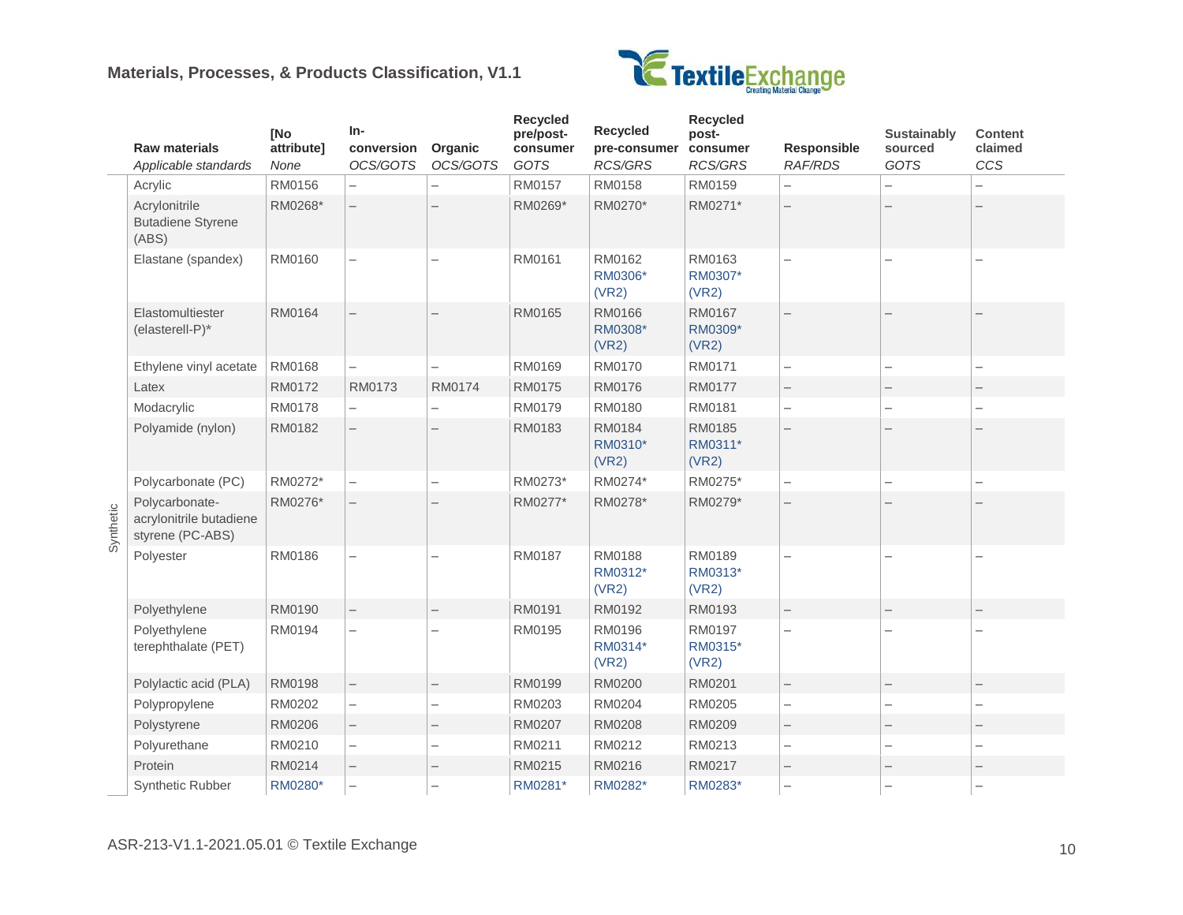| | Raw materials<br>*Applicable standards* | [No attribute]<br>*None* | In-conversion<br>*OCS/GOTS* | Organic<br>*OCS/GOTS* | Recycled pre/post-consumer<br>*GOTS* | Recycled pre-consumer<br>*RCS/GRS* | Recycled post-consumer<br>*RCS/GRS* | Responsible<br>*RAF/RDS* | Sustainably sourced<br>*GOTS* | Content claimed<br>*CCS* |
|---|---|---|---|---|---|---|---|---|---|---|
| Synthetic | Acrylic | RM0156 | – | – | RM0157 | RM0158 | RM0159 | – | – | – |
| | Acrylonitrile Butadiene Styrene (ABS) | RM0268* | – | – | RM0269* | RM0270* | RM0271* | – | – | – |
| | Elastane (spandex) | RM0160 | – | – | RM0161 | RM0162<br>RM0306* (VR2) | RM0163<br>RM0307* (VR2) | – | – | – |
| | Elastomultiester (elasterell-P)* | RM0164 | – | – | RM0165 | RM0166<br>RM0308* (VR2) | RM0167<br>RM0309* (VR2) | – | – | – |
| | Ethylene vinyl acetate | RM0168 | – | – | RM0169 | RM0170 | RM0171 | – | – | – |
| | Latex | RM0172 | RM0173 | RM0174 | RM0175 | RM0176 | RM0177 | – | – | – |
| | Modacrylic | RM0178 | – | – | RM0179 | RM0180 | RM0181 | – | – | – |
| | Polyamide (nylon) | RM0182 | – | – | RM0183 | RM0184<br>RM0310* (VR2) | RM0185<br>RM0311* (VR2) | – | – | – |
| | Polycarbonate (PC) | RM0272* | – | – | RM0273* | RM0274* | RM0275* | – | – | – |
| | Polycarbonate-acrylonitrile butadiene styrene (PC-ABS) | RM0276* | – | – | RM0277* | RM0278* | RM0279* | – | – | – |
| | Polyester | RM0186 | – | – | RM0187 | RM0188<br>RM0312* (VR2) | RM0189<br>RM0313* (VR2) | – | – | – |
| | Polyethylene | RM0190 | – | – | RM0191 | RM0192 | RM0193 | – | – | – |
| | Polyethylene terephthalate (PET) | RM0194 | – | – | RM0195 | RM0196<br>RM0314* (VR2) | RM0197<br>RM0315* (VR2) | – | – | – |
| | Polylactic acid (PLA) | RM0198 | – | – | RM0199 | RM0200 | RM0201 | – | – | – |
| | Polypropylene | RM0202 | – | – | RM0203 | RM0204 | RM0205 | – | – | – |
| | Polystyrene | RM0206 | – | – | RM0207 | RM0208 | RM0209 | – | – | – |
| | Polyurethane | RM0210 | – | – | RM0211 | RM0212 | RM0213 | – | – | – |
| | Protein | RM0214 | – | – | RM0215 | RM0216 | RM0217 | – | – | – |
| | Synthetic Rubber | RM0280* | – | – | RM0281* | RM0282* | RM0283* | – | – | – |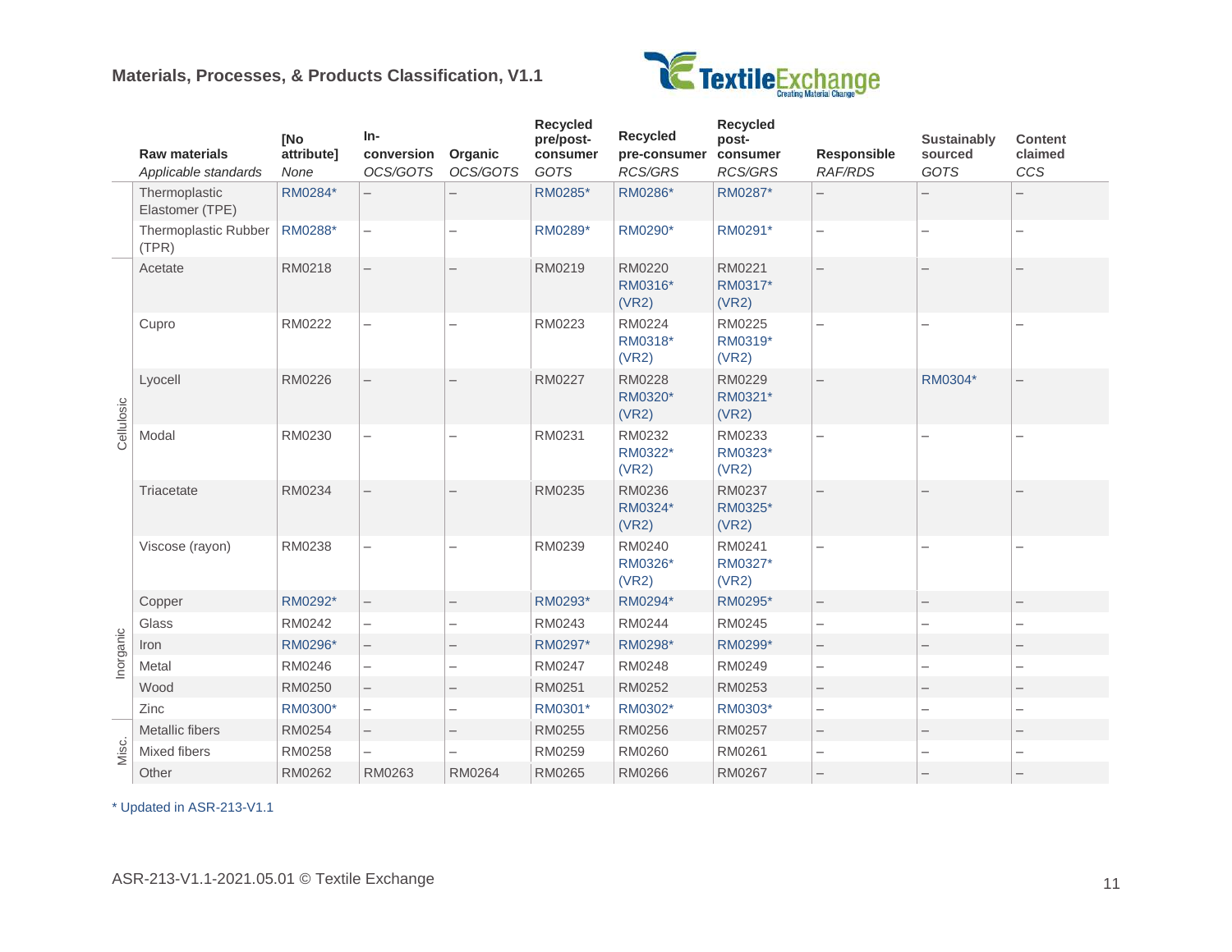| | Raw materials *Applicable standards* | [No attribute] *None* | In-conversion *OCS/GOTS* | Organic *OCS/GOTS* | Recycled pre/post-consumer *GOTS* | Recycled pre-consumer *RCS/GRS* | Recycled post-consumer *RCS/GRS* | Responsible *RAF/RDS* | Sustainably sourced *GOTS* | Content claimed *CCS* |
|---|---|---|---|---|---|---|---|---|---|---|
| | Thermoplastic Elastomer (TPE) | RM0284* | – | – | RM0285* | RM0286* | RM0287* | – | – | – |
| | Thermoplastic Rubber (TPR) | RM0288* | – | – | RM0289* | RM0290* | RM0291* | – | – | – |
| Cellulosic | Acetate | RM0218 | – | – | RM0219 | RM0220 RM0316* (VR2) | RM0221 RM0317* (VR2) | – | – | – |
| Cellulosic | Cupro | RM0222 | – | – | RM0223 | RM0224 RM0318* (VR2) | RM0225 RM0319* (VR2) | – | – | – |
| Cellulosic | Lyocell | RM0226 | – | – | RM0227 | RM0228 RM0320* (VR2) | RM0229 RM0321* (VR2) | – | RM0304* | – |
| Cellulosic | Modal | RM0230 | – | – | RM0231 | RM0232 RM0322* (VR2) | RM0233 RM0323* (VR2) | – | – | – |
| Cellulosic | Triacetate | RM0234 | – | – | RM0235 | RM0236 RM0324* (VR2) | RM0237 RM0325* (VR2) | – | – | – |
| Cellulosic | Viscose (rayon) | RM0238 | – | – | RM0239 | RM0240 RM0326* (VR2) | RM0241 RM0327* (VR2) | – | – | – |
| Inorganic | Copper | RM0292* | – | – | RM0293* | RM0294* | RM0295* | – | – | – |
| Inorganic | Glass | RM0242 | – | – | RM0243 | RM0244 | RM0245 | – | – | – |
| Inorganic | Iron | RM0296* | – | – | RM0297* | RM0298* | RM0299* | – | – | – |
| Inorganic | Metal | RM0246 | – | – | RM0247 | RM0248 | RM0249 | – | – | – |
| Inorganic | Wood | RM0250 | – | – | RM0251 | RM0252 | RM0253 | – | – | – |
| Inorganic | Zinc | RM0300* | – | – | RM0301* | RM0302* | RM0303* | – | – | – |
| Misc. | Metallic fibers | RM0254 | – | – | RM0255 | RM0256 | RM0257 | – | – | – |
| Misc. | Mixed fibers | RM0258 | – | – | RM0259 | RM0260 | RM0261 | – | – | – |
| Misc. | Other | RM0262 | RM0263 | RM0264 | RM0265 | RM0266 | RM0267 | – | – | – |

* Updated in ASR-213-V1.1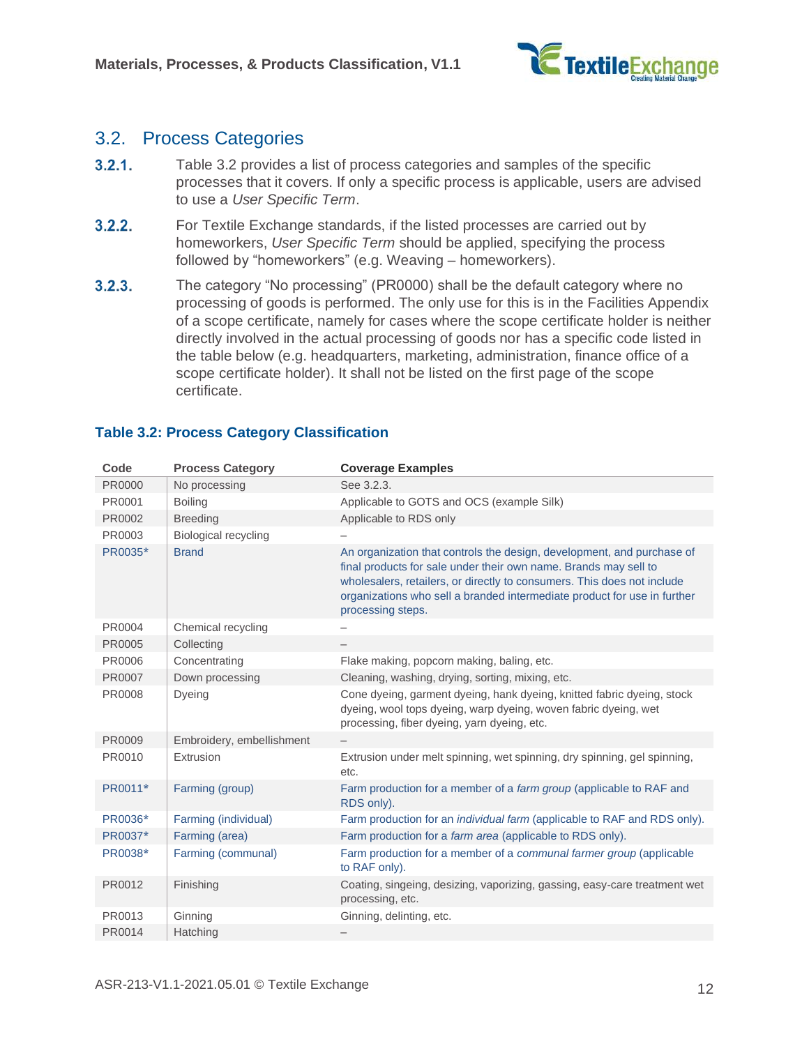## 3.2. Process Categories

**3.2.1.** Table 3.2 provides a list of process categories and samples of the specific processes that it covers. If only a specific process is applicable, users are advised to use a *User Specific Term*.

**3.2.2.** For Textile Exchange standards, if the listed processes are carried out by homeworkers, *User Specific Term* should be applied, specifying the process followed by "homeworkers" (e.g. Weaving – homeworkers).

**3.2.3.** The category "No processing" (PR0000) shall be the default category where no processing of goods is performed. The only use for this is in the Facilities Appendix of a scope certificate, namely for cases where the scope certificate holder is neither directly involved in the actual processing of goods nor has a specific code listed in the table below (e.g. headquarters, marketing, administration, finance office of a scope certificate holder). It shall not be listed on the first page of the scope certificate.

**Table 3.2: Process Category Classification**

| Code | Process Category | Coverage Examples |
|---|---|---|
| PR0000 | No processing | See 3.2.3. |
| PR0001 | Boiling | Applicable to GOTS and OCS (example Silk) |
| PR0002 | Breeding | Applicable to RDS only |
| PR0003 | Biological recycling | – |
| PR0035* | Brand | An organization that controls the design, development, and purchase of final products for sale under their own name. Brands may sell to wholesalers, retailers, or directly to consumers. This does not include organizations who sell a branded intermediate product for use in further processing steps. |
| PR0004 | Chemical recycling | – |
| PR0005 | Collecting | – |
| PR0006 | Concentrating | Flake making, popcorn making, baling, etc. |
| PR0007 | Down processing | Cleaning, washing, drying, sorting, mixing, etc. |
| PR0008 | Dyeing | Cone dyeing, garment dyeing, hank dyeing, knitted fabric dyeing, stock dyeing, wool tops dyeing, warp dyeing, woven fabric dyeing, wet processing, fiber dyeing, yarn dyeing, etc. |
| PR0009 | Embroidery, embellishment | – |
| PR0010 | Extrusion | Extrusion under melt spinning, wet spinning, dry spinning, gel spinning, etc. |
| PR0011* | Farming (group) | Farm production for a member of a *farm group* (applicable to RAF and RDS only). |
| PR0036* | Farming (individual) | Farm production for an *individual farm* (applicable to RAF and RDS only). |
| PR0037* | Farming (area) | Farm production for a *farm area* (applicable to RDS only). |
| PR0038* | Farming (communal) | Farm production for a member of a *communal farmer group* (applicable to RAF only). |
| PR0012 | Finishing | Coating, singeing, desizing, vaporizing, gassing, easy-care treatment wet processing, etc. |
| PR0013 | Ginning | Ginning, delinting, etc. |
| PR0014 | Hatching | – |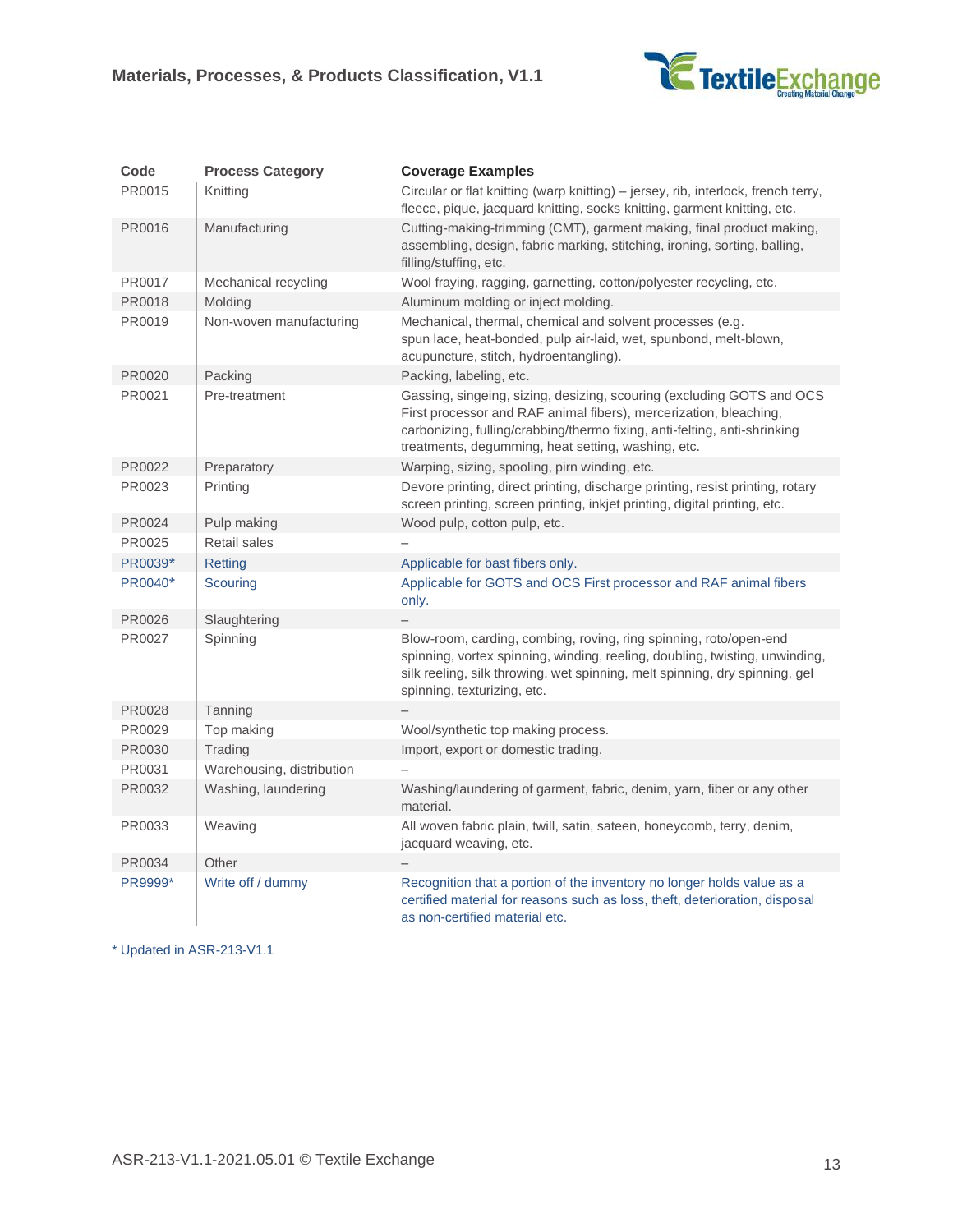| Code | Process Category | Coverage Examples |
|---|---|---|
| PR0015 | Knitting | Circular or flat knitting (warp knitting) – jersey, rib, interlock, french terry, fleece, pique, jacquard knitting, socks knitting, garment knitting, etc. |
| PR0016 | Manufacturing | Cutting-making-trimming (CMT), garment making, final product making, assembling, design, fabric marking, stitching, ironing, sorting, balling, filling/stuffing, etc. |
| PR0017 | Mechanical recycling | Wool fraying, ragging, garnetting, cotton/polyester recycling, etc. |
| PR0018 | Molding | Aluminum molding or inject molding. |
| PR0019 | Non-woven manufacturing | Mechanical, thermal, chemical and solvent processes (e.g. spun lace, heat-bonded, pulp air-laid, wet, spunbond, melt-blown, acupuncture, stitch, hydroentangling). |
| PR0020 | Packing | Packing, labeling, etc. |
| PR0021 | Pre-treatment | Gassing, singeing, sizing, desizing, scouring (excluding GOTS and OCS First processor and RAF animal fibers), mercerization, bleaching, carbonizing, fulling/crabbing/thermo fixing, anti-felting, anti-shrinking treatments, degumming, heat setting, washing, etc. |
| PR0022 | Preparatory | Warping, sizing, spooling, pirn winding, etc. |
| PR0023 | Printing | Devore printing, direct printing, discharge printing, resist printing, rotary screen printing, screen printing, inkjet printing, digital printing, etc. |
| PR0024 | Pulp making | Wood pulp, cotton pulp, etc. |
| PR0025 | Retail sales | – |
| PR0039* | Retting | Applicable for bast fibers only. |
| PR0040* | Scouring | Applicable for GOTS and OCS First processor and RAF animal fibers only. |
| PR0026 | Slaughtering | – |
| PR0027 | Spinning | Blow-room, carding, combing, roving, ring spinning, roto/open-end spinning, vortex spinning, winding, reeling, doubling, twisting, unwinding, silk reeling, silk throwing, wet spinning, melt spinning, dry spinning, gel spinning, texturizing, etc. |
| PR0028 | Tanning | – |
| PR0029 | Top making | Wool/synthetic top making process. |
| PR0030 | Trading | Import, export or domestic trading. |
| PR0031 | Warehousing, distribution | – |
| PR0032 | Washing, laundering | Washing/laundering of garment, fabric, denim, yarn, fiber or any other material. |
| PR0033 | Weaving | All woven fabric plain, twill, satin, sateen, honeycomb, terry, denim, jacquard weaving, etc. |
| PR0034 | Other | – |
| PR9999* | Write off / dummy | Recognition that a portion of the inventory no longer holds value as a certified material for reasons such as loss, theft, deterioration, disposal as non-certified material etc. |

* Updated in ASR-213-V1.1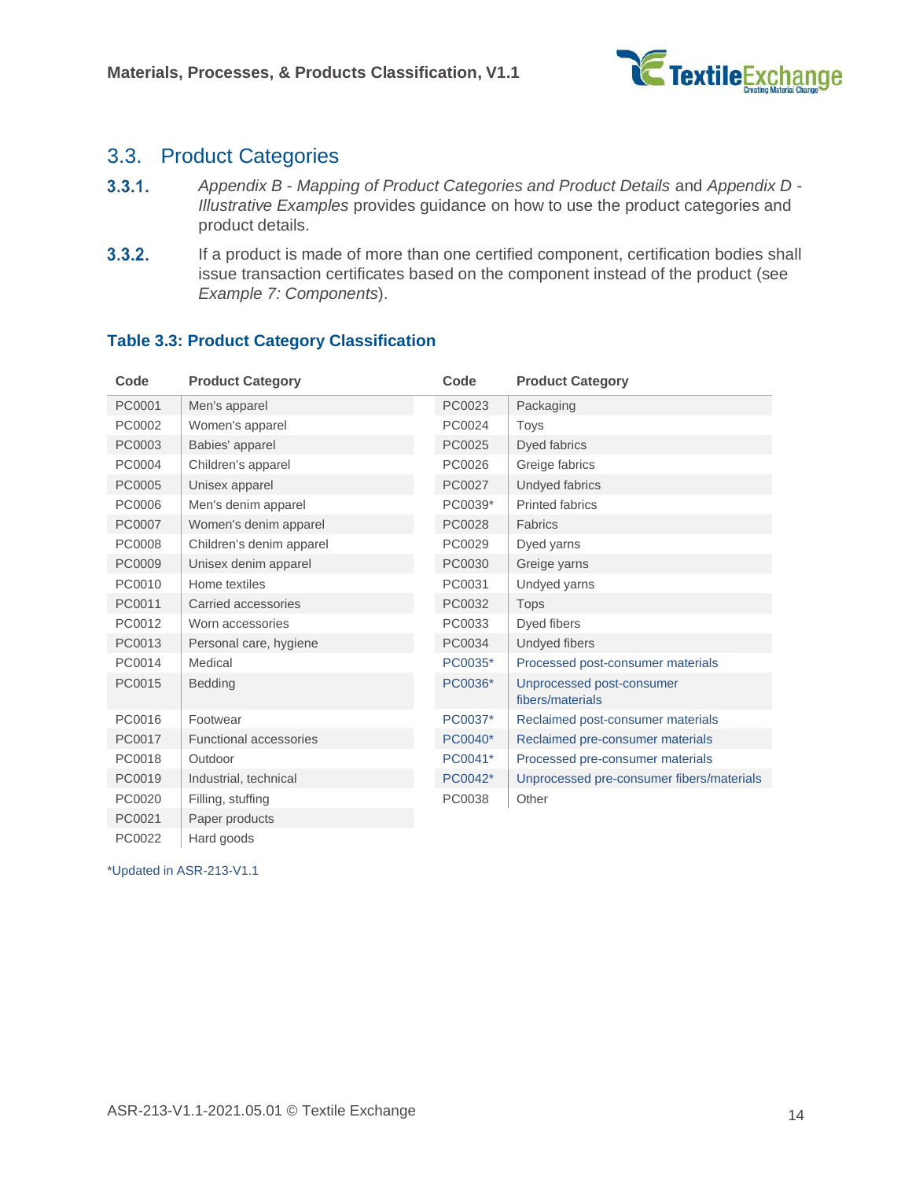## 3.3. Product Categories

**3.3.1.** *Appendix B - Mapping of Product Categories and Product Details* and *Appendix D - Illustrative Examples* provides guidance on how to use the product categories and product details.

**3.3.2.** If a product is made of more than one certified component, certification bodies shall issue transaction certificates based on the component instead of the product (see *Example 7: Components*).

### Table 3.3: Product Category Classification

| Code | Product Category | Code | Product Category |
|---|---|---|---|
| PC0001 | Men's apparel | PC0023 | Packaging |
| PC0002 | Women's apparel | PC0024 | Toys |
| PC0003 | Babies' apparel | PC0025 | Dyed fabrics |
| PC0004 | Children's apparel | PC0026 | Greige fabrics |
| PC0005 | Unisex apparel | PC0027 | Undyed fabrics |
| PC0006 | Men's denim apparel | PC0039* | Printed fabrics |
| PC0007 | Women's denim apparel | PC0028 | Fabrics |
| PC0008 | Children's denim apparel | PC0029 | Dyed yarns |
| PC0009 | Unisex denim apparel | PC0030 | Greige yarns |
| PC0010 | Home textiles | PC0031 | Undyed yarns |
| PC0011 | Carried accessories | PC0032 | Tops |
| PC0012 | Worn accessories | PC0033 | Dyed fibers |
| PC0013 | Personal care, hygiene | PC0034 | Undyed fibers |
| PC0014 | Medical | PC0035* | Processed post-consumer materials |
| PC0015 | Bedding | PC0036* | Unprocessed post-consumer fibers/materials |
| PC0016 | Footwear | PC0037* | Reclaimed post-consumer materials |
| PC0017 | Functional accessories | PC0040* | Reclaimed pre-consumer materials |
| PC0018 | Outdoor | PC0041* | Processed pre-consumer materials |
| PC0019 | Industrial, technical | PC0042* | Unprocessed pre-consumer fibers/materials |
| PC0020 | Filling, stuffing | PC0038 | Other |
| PC0021 | Paper products | | |
| PC0022 | Hard goods | | |

*Updated in ASR-213-V1.1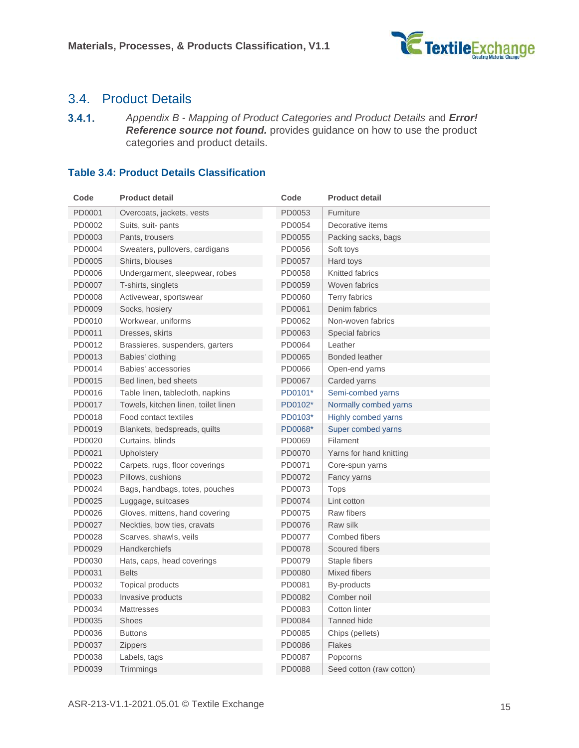## 3.4. Product Details

**3.4.1.** *Appendix B - Mapping of Product Categories and Product Details* and ***Error! Reference source not found.*** provides guidance on how to use the product categories and product details.

**Table 3.4: Product Details Classification**

| Code | Product detail | Code | Product detail |
|---|---|---|---|
| PD0001 | Overcoats, jackets, vests | PD0053 | Furniture |
| PD0002 | Suits, suit- pants | PD0054 | Decorative items |
| PD0003 | Pants, trousers | PD0055 | Packing sacks, bags |
| PD0004 | Sweaters, pullovers, cardigans | PD0056 | Soft toys |
| PD0005 | Shirts, blouses | PD0057 | Hard toys |
| PD0006 | Undergarment, sleepwear, robes | PD0058 | Knitted fabrics |
| PD0007 | T-shirts, singlets | PD0059 | Woven fabrics |
| PD0008 | Activewear, sportswear | PD0060 | Terry fabrics |
| PD0009 | Socks, hosiery | PD0061 | Denim fabrics |
| PD0010 | Workwear, uniforms | PD0062 | Non-woven fabrics |
| PD0011 | Dresses, skirts | PD0063 | Special fabrics |
| PD0012 | Brassieres, suspenders, garters | PD0064 | Leather |
| PD0013 | Babies' clothing | PD0065 | Bonded leather |
| PD0014 | Babies' accessories | PD0066 | Open-end yarns |
| PD0015 | Bed linen, bed sheets | PD0067 | Carded yarns |
| PD0016 | Table linen, tablecloth, napkins | PD0101* | Semi-combed yarns |
| PD0017 | Towels, kitchen linen, toilet linen | PD0102* | Normally combed yarns |
| PD0018 | Food contact textiles | PD0103* | Highly combed yarns |
| PD0019 | Blankets, bedspreads, quilts | PD0068* | Super combed yarns |
| PD0020 | Curtains, blinds | PD0069 | Filament |
| PD0021 | Upholstery | PD0070 | Yarns for hand knitting |
| PD0022 | Carpets, rugs, floor coverings | PD0071 | Core-spun yarns |
| PD0023 | Pillows, cushions | PD0072 | Fancy yarns |
| PD0024 | Bags, handbags, totes, pouches | PD0073 | Tops |
| PD0025 | Luggage, suitcases | PD0074 | Lint cotton |
| PD0026 | Gloves, mittens, hand covering | PD0075 | Raw fibers |
| PD0027 | Neckties, bow ties, cravats | PD0076 | Raw silk |
| PD0028 | Scarves, shawls, veils | PD0077 | Combed fibers |
| PD0029 | Handkerchiefs | PD0078 | Scoured fibers |
| PD0030 | Hats, caps, head coverings | PD0079 | Staple fibers |
| PD0031 | Belts | PD0080 | Mixed fibers |
| PD0032 | Topical products | PD0081 | By-products |
| PD0033 | Invasive products | PD0082 | Comber noil |
| PD0034 | Mattresses | PD0083 | Cotton linter |
| PD0035 | Shoes | PD0084 | Tanned hide |
| PD0036 | Buttons | PD0085 | Chips (pellets) |
| PD0037 | Zippers | PD0086 | Flakes |
| PD0038 | Labels, tags | PD0087 | Popcorns |
| PD0039 | Trimmings | PD0088 | Seed cotton (raw cotton) |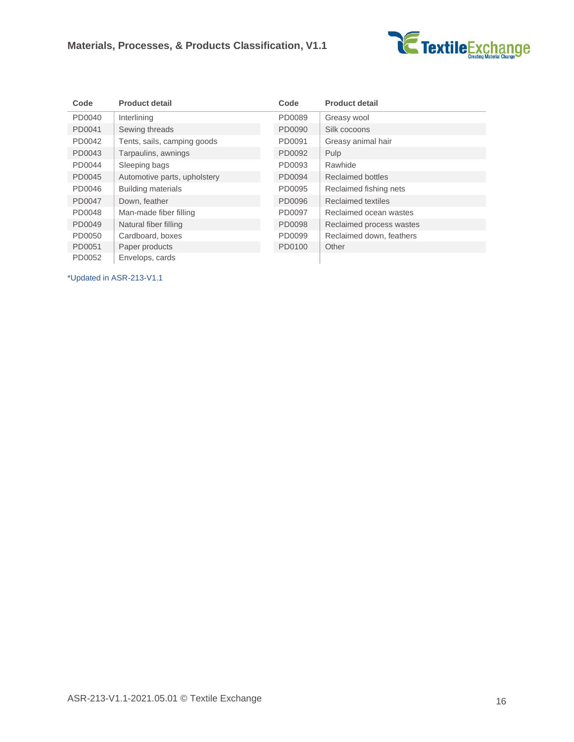| Code | Product detail | Code | Product detail |
|---|---|---|---|
| PD0040 | Interlining | PD0089 | Greasy wool |
| PD0041 | Sewing threads | PD0090 | Silk cocoons |
| PD0042 | Tents, sails, camping goods | PD0091 | Greasy animal hair |
| PD0043 | Tarpaulins, awnings | PD0092 | Pulp |
| PD0044 | Sleeping bags | PD0093 | Rawhide |
| PD0045 | Automotive parts, upholstery | PD0094 | Reclaimed bottles |
| PD0046 | Building materials | PD0095 | Reclaimed fishing nets |
| PD0047 | Down, feather | PD0096 | Reclaimed textiles |
| PD0048 | Man-made fiber filling | PD0097 | Reclaimed ocean wastes |
| PD0049 | Natural fiber filling | PD0098 | Reclaimed process wastes |
| PD0050 | Cardboard, boxes | PD0099 | Reclaimed down, feathers |
| PD0051 | Paper products | PD0100 | Other |
| PD0052 | Envelops, cards | | |

*Updated in ASR-213-V1.1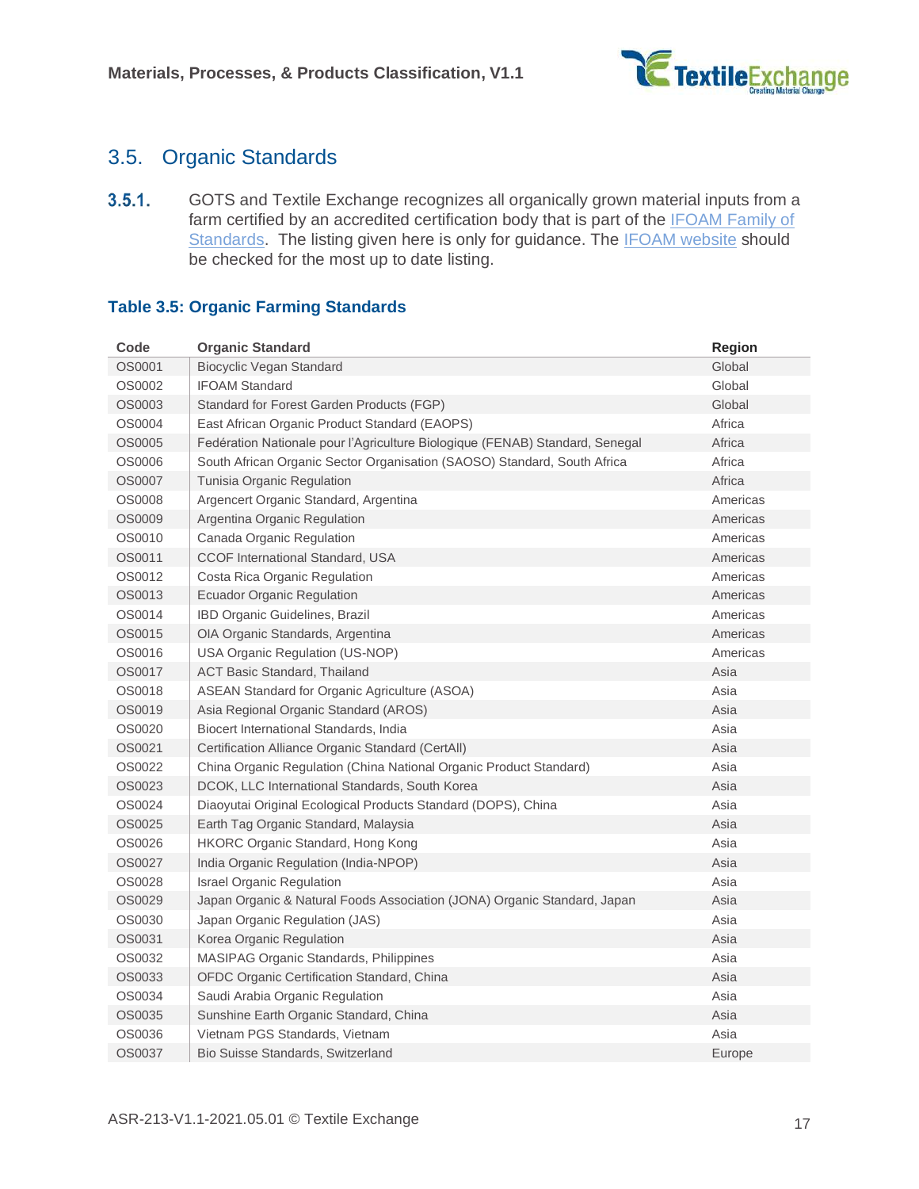## 3.5. Organic Standards

**3.5.1.** GOTS and Textile Exchange recognizes all organically grown material inputs from a farm certified by an accredited certification body that is part of the IFOAM Family of Standards. The listing given here is only for guidance. The IFOAM website should be checked for the most up to date listing.

### Table 3.5: Organic Farming Standards

| Code | Organic Standard | Region |
|---|---|---|
| OS0001 | Biocyclic Vegan Standard | Global |
| OS0002 | IFOAM Standard | Global |
| OS0003 | Standard for Forest Garden Products (FGP) | Global |
| OS0004 | East African Organic Product Standard (EAOPS) | Africa |
| OS0005 | Fedération Nationale pour l'Agriculture Biologique (FENAB) Standard, Senegal | Africa |
| OS0006 | South African Organic Sector Organisation (SAOSO) Standard, South Africa | Africa |
| OS0007 | Tunisia Organic Regulation | Africa |
| OS0008 | Argencert Organic Standard, Argentina | Americas |
| OS0009 | Argentina Organic Regulation | Americas |
| OS0010 | Canada Organic Regulation | Americas |
| OS0011 | CCOF International Standard, USA | Americas |
| OS0012 | Costa Rica Organic Regulation | Americas |
| OS0013 | Ecuador Organic Regulation | Americas |
| OS0014 | IBD Organic Guidelines, Brazil | Americas |
| OS0015 | OIA Organic Standards, Argentina | Americas |
| OS0016 | USA Organic Regulation (US-NOP) | Americas |
| OS0017 | ACT Basic Standard, Thailand | Asia |
| OS0018 | ASEAN Standard for Organic Agriculture (ASOA) | Asia |
| OS0019 | Asia Regional Organic Standard (AROS) | Asia |
| OS0020 | Biocert International Standards, India | Asia |
| OS0021 | Certification Alliance Organic Standard (CertAll) | Asia |
| OS0022 | China Organic Regulation (China National Organic Product Standard) | Asia |
| OS0023 | DCOK, LLC International Standards, South Korea | Asia |
| OS0024 | Diaoyutai Original Ecological Products Standard (DOPS), China | Asia |
| OS0025 | Earth Tag Organic Standard, Malaysia | Asia |
| OS0026 | HKORC Organic Standard, Hong Kong | Asia |
| OS0027 | India Organic Regulation (India-NPOP) | Asia |
| OS0028 | Israel Organic Regulation | Asia |
| OS0029 | Japan Organic & Natural Foods Association (JONA) Organic Standard, Japan | Asia |
| OS0030 | Japan Organic Regulation (JAS) | Asia |
| OS0031 | Korea Organic Regulation | Asia |
| OS0032 | MASIPAG Organic Standards, Philippines | Asia |
| OS0033 | OFDC Organic Certification Standard, China | Asia |
| OS0034 | Saudi Arabia Organic Regulation | Asia |
| OS0035 | Sunshine Earth Organic Standard, China | Asia |
| OS0036 | Vietnam PGS Standards, Vietnam | Asia |
| OS0037 | Bio Suisse Standards, Switzerland | Europe |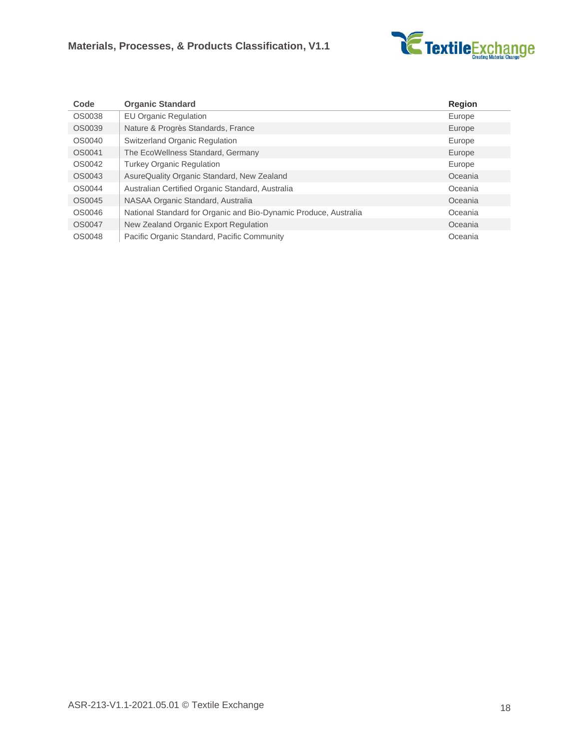| Code | Organic Standard | Region |
|---|---|---|
| OS0038 | EU Organic Regulation | Europe |
| OS0039 | Nature & Progrès Standards, France | Europe |
| OS0040 | Switzerland Organic Regulation | Europe |
| OS0041 | The EcoWellness Standard, Germany | Europe |
| OS0042 | Turkey Organic Regulation | Europe |
| OS0043 | AsureQuality Organic Standard, New Zealand | Oceania |
| OS0044 | Australian Certified Organic Standard, Australia | Oceania |
| OS0045 | NASAA Organic Standard, Australia | Oceania |
| OS0046 | National Standard for Organic and Bio-Dynamic Produce, Australia | Oceania |
| OS0047 | New Zealand Organic Export Regulation | Oceania |
| OS0048 | Pacific Organic Standard, Pacific Community | Oceania |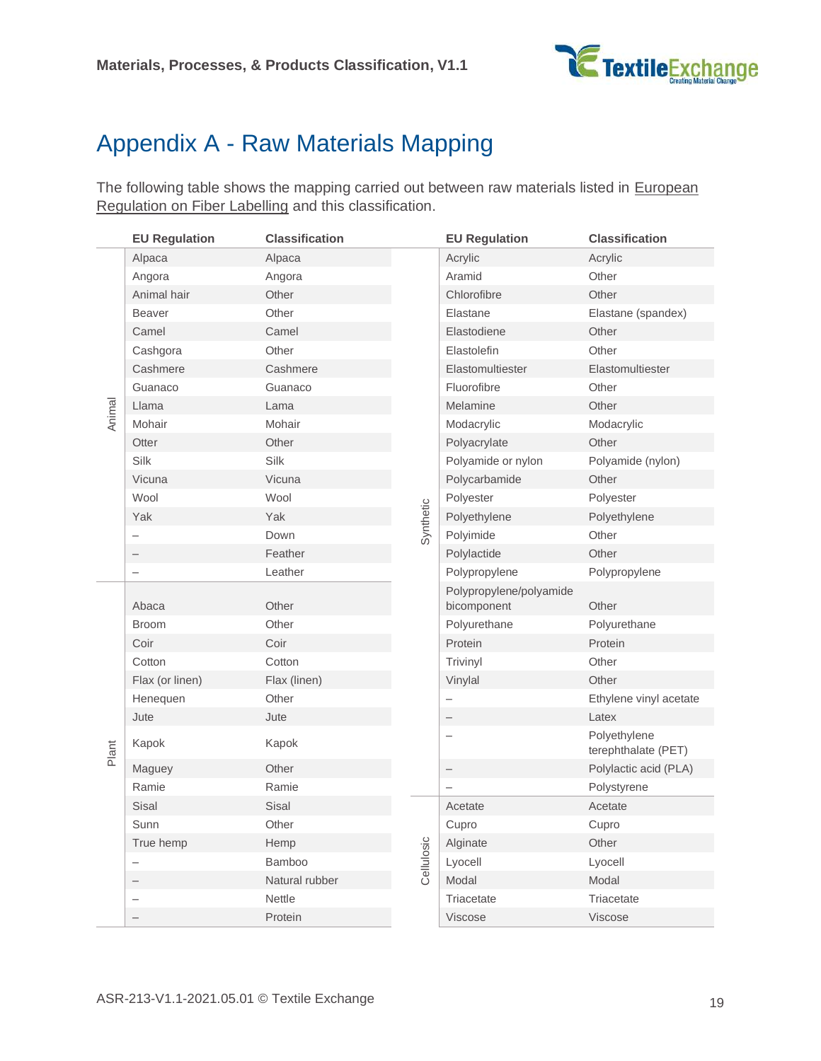# Appendix A - Raw Materials Mapping

The following table shows the mapping carried out between raw materials listed in European Regulation on Fiber Labelling and this classification.

| | EU Regulation | Classification |
|---|---|---|
| Animal | Alpaca | Alpaca |
| Animal | Angora | Angora |
| Animal | Animal hair | Other |
| Animal | Beaver | Other |
| Animal | Camel | Camel |
| Animal | Cashgora | Other |
| Animal | Cashmere | Cashmere |
| Animal | Guanaco | Guanaco |
| Animal | Llama | Lama |
| Animal | Mohair | Mohair |
| Animal | Otter | Other |
| Animal | Silk | Silk |
| Animal | Vicuna | Vicuna |
| Animal | Wool | Wool |
| Animal | Yak | Yak |
| Animal | – | Down |
| Animal | – | Feather |
| Animal | – | Leather |
| Plant | Abaca | Other |
| Plant | Broom | Other |
| Plant | Coir | Coir |
| Plant | Cotton | Cotton |
| Plant | Flax (or linen) | Flax (linen) |
| Plant | Henequen | Other |
| Plant | Jute | Jute |
| Plant | Kapok | Kapok |
| Plant | Maguey | Other |
| Plant | Ramie | Ramie |
| Plant | Sisal | Sisal |
| Plant | Sunn | Other |
| Plant | True hemp | Hemp |
| Plant | – | Bamboo |
| Plant | – | Natural rubber |
| Plant | – | Nettle |
| Plant | – | Protein |

| | EU Regulation | Classification |
|---|---|---|
| Synthetic | Acrylic | Acrylic |
| Synthetic | Aramid | Other |
| Synthetic | Chlorofibre | Other |
| Synthetic | Elastane | Elastane (spandex) |
| Synthetic | Elastodiene | Other |
| Synthetic | Elastolefin | Other |
| Synthetic | Elastomultiester | Elastomultiester |
| Synthetic | Fluorofibre | Other |
| Synthetic | Melamine | Other |
| Synthetic | Modacrylic | Modacrylic |
| Synthetic | Polyacrylate | Other |
| Synthetic | Polyamide or nylon | Polyamide (nylon) |
| Synthetic | Polycarbamide | Other |
| Synthetic | Polyester | Polyester |
| Synthetic | Polyethylene | Polyethylene |
| Synthetic | Polyimide | Other |
| Synthetic | Polylactide | Other |
| Synthetic | Polypropylene | Polypropylene |
| Synthetic | Polypropylene/polyamide bicomponent | Other |
| Synthetic | Polyurethane | Polyurethane |
| Synthetic | Protein | Protein |
| Synthetic | Trivinyl | Other |
| Synthetic | Vinylal | Other |
| Synthetic | – | Ethylene vinyl acetate |
| Synthetic | – | Latex |
| Synthetic | – | Polyethylene terephthalate (PET) |
| Synthetic | – | Polylactic acid (PLA) |
| Synthetic | – | Polystyrene |
| Cellulosic | Acetate | Acetate |
| Cellulosic | Cupro | Cupro |
| Cellulosic | Alginate | Other |
| Cellulosic | Lyocell | Lyocell |
| Cellulosic | Modal | Modal |
| Cellulosic | Triacetate | Triacetate |
| Cellulosic | Viscose | Viscose |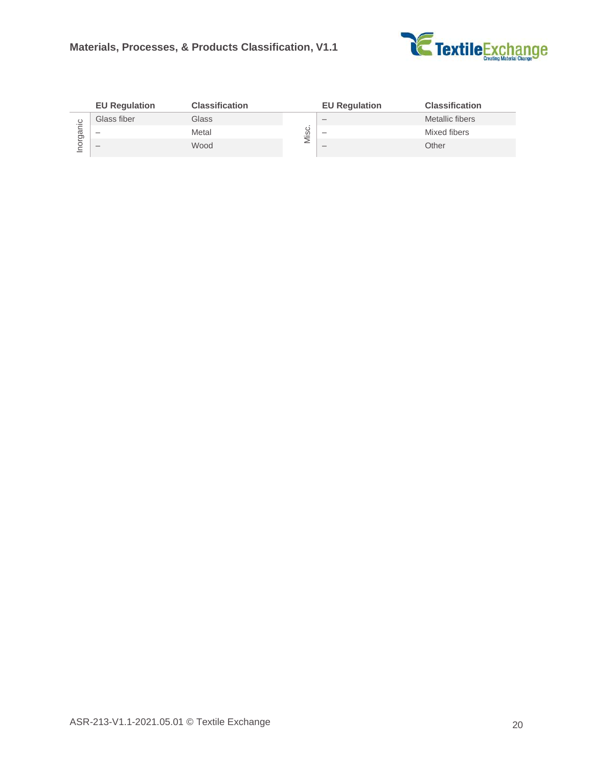| | EU Regulation | Classification | | EU Regulation | Classification |
|---|---|---|---|---|---|
| Inorganic | Glass fiber | Glass | Misc. | – | Metallic fibers |
| | – | Metal | | – | Mixed fibers |
| | – | Wood | | – | Other |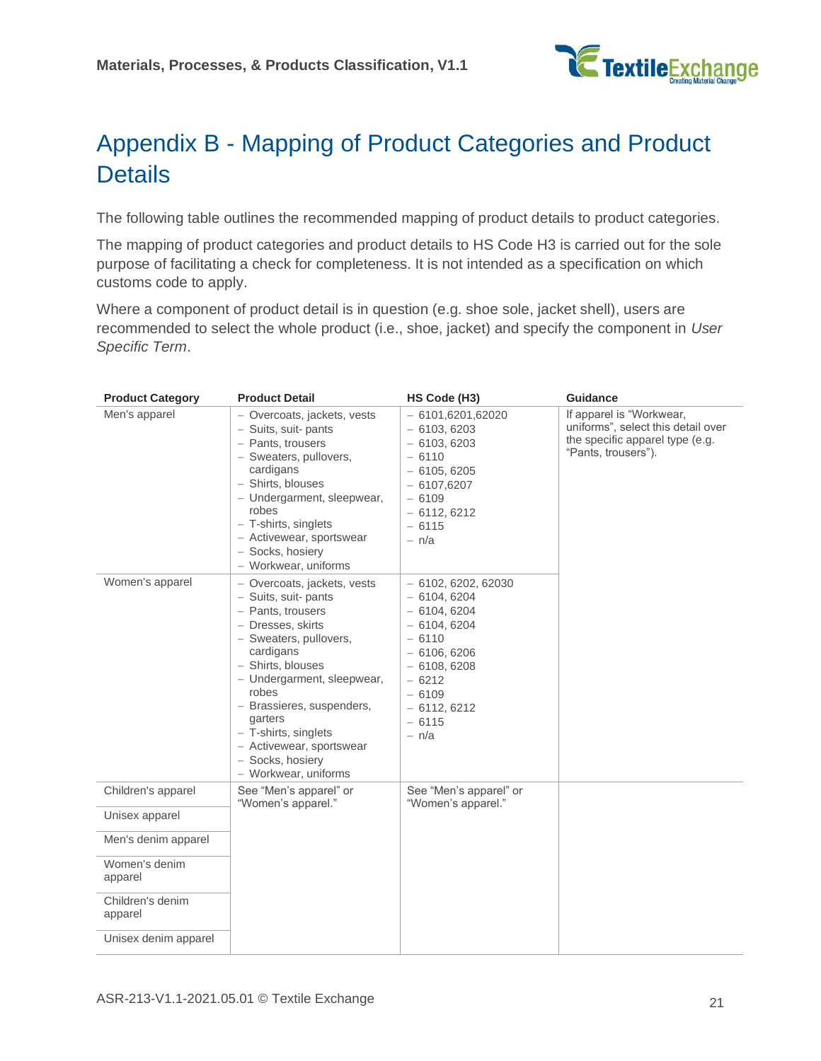# Appendix B - Mapping of Product Categories and Product Details

The following table outlines the recommended mapping of product details to product categories.

The mapping of product categories and product details to HS Code H3 is carried out for the sole purpose of facilitating a check for completeness. It is not intended as a specification on which customs code to apply.

Where a component of product detail is in question (e.g. shoe sole, jacket shell), users are recommended to select the whole product (i.e., shoe, jacket) and specify the component in *User Specific Term*.

| Product Category | Product Detail | HS Code (H3) | Guidance |
|---|---|---|---|
| Men's apparel | – Overcoats, jackets, vests<br>– Suits, suit- pants<br>– Pants, trousers<br>– Sweaters, pullovers, cardigans<br>– Shirts, blouses<br>– Undergarment, sleepwear, robes<br>– T-shirts, singlets<br>– Activewear, sportswear<br>– Socks, hosiery<br>– Workwear, uniforms | – 6101,6201,62020<br>– 6103, 6203<br>– 6103, 6203<br>– 6110<br>– 6105, 6205<br>– 6107,6207<br>– 6109<br>– 6112, 6212<br>– 6115<br>– n/a | If apparel is "Workwear, uniforms", select this detail over the specific apparel type (e.g. "Pants, trousers"). |
| Women's apparel | – Overcoats, jackets, vests<br>– Suits, suit- pants<br>– Pants, trousers<br>– Dresses, skirts<br>– Sweaters, pullovers, cardigans<br>– Shirts, blouses<br>– Undergarment, sleepwear, robes<br>– Brassieres, suspenders, garters<br>– T-shirts, singlets<br>– Activewear, sportswear<br>– Socks, hosiery<br>– Workwear, uniforms | – 6102, 6202, 62030<br>– 6104, 6204<br>– 6104, 6204<br>– 6104, 6204<br>– 6110<br>– 6106, 6206<br>– 6108, 6208<br>– 6212<br>– 6109<br>– 6112, 6212<br>– 6115<br>– n/a | |
| Children's apparel | See "Men's apparel" or "Women's apparel." | See "Men's apparel" or "Women's apparel." | |
| Unisex apparel | | | |
| Men's denim apparel | | | |
| Women's denim apparel | | | |
| Children's denim apparel | | | |
| Unisex denim apparel | | | |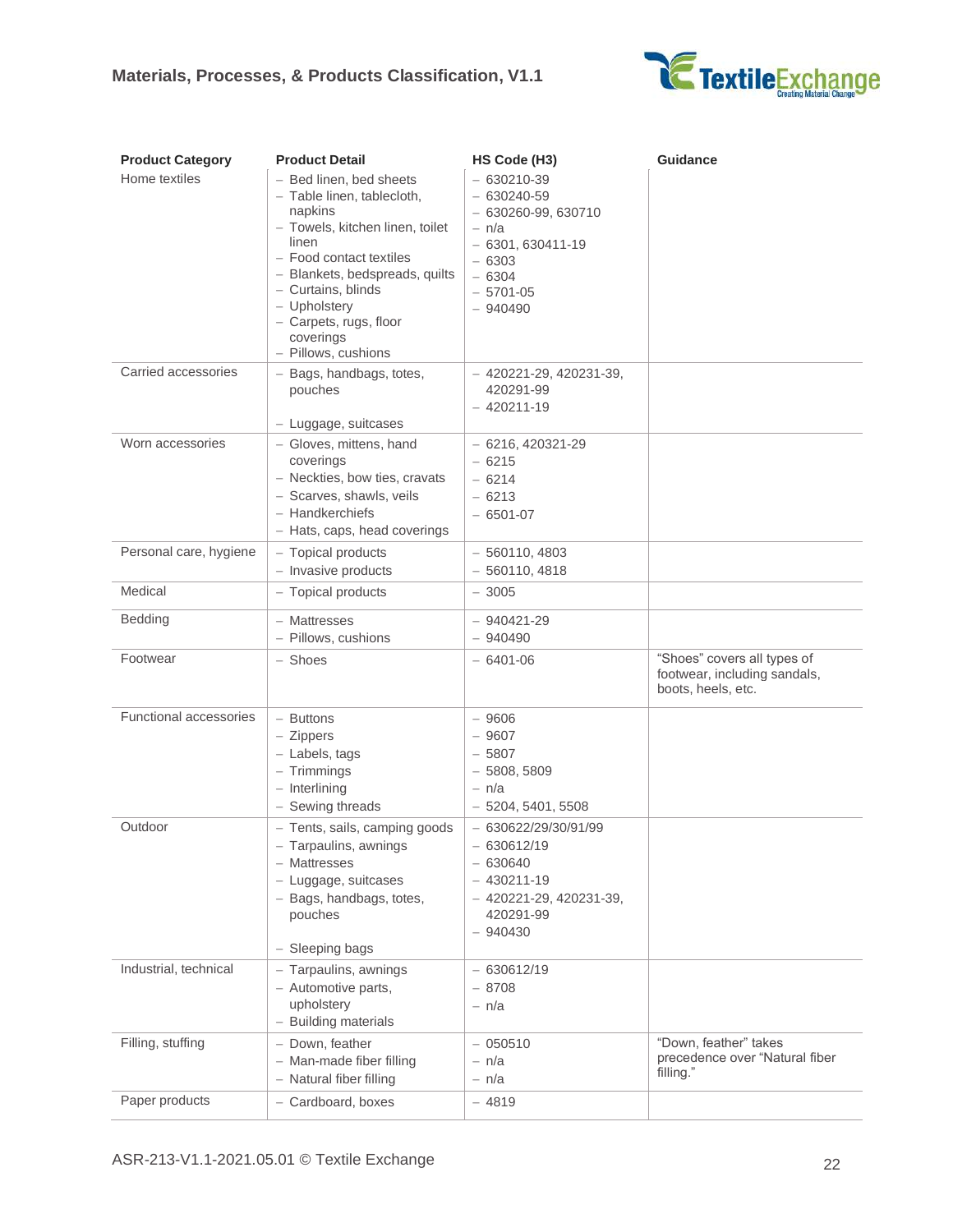| Product Category | Product Detail | HS Code (H3) | Guidance |
|---|---|---|---|
| Home textiles | – Bed linen, bed sheets<br>– Table linen, tablecloth, napkins<br>– Towels, kitchen linen, toilet linen<br>– Food contact textiles<br>– Blankets, bedspreads, quilts<br>– Curtains, blinds<br>– Upholstery<br>– Carpets, rugs, floor coverings<br>– Pillows, cushions | – 630210-39<br>– 630240-59<br>– 630260-99, 630710<br>– n/a<br>– 6301, 630411-19<br>– 6303<br>– 6304<br>– 5701-05<br>– 940490 | |
| Carried accessories | – Bags, handbags, totes, pouches<br>– Luggage, suitcases | – 420221-29, 420231-39, 420291-99<br>– 420211-19 | |
| Worn accessories | – Gloves, mittens, hand coverings<br>– Neckties, bow ties, cravats<br>– Scarves, shawls, veils<br>– Handkerchiefs<br>– Hats, caps, head coverings | – 6216, 420321-29<br>– 6215<br>– 6214<br>– 6213<br>– 6501-07 | |
| Personal care, hygiene | – Topical products<br>– Invasive products | – 560110, 4803<br>– 560110, 4818 | |
| Medical | – Topical products | – 3005 | |
| Bedding | – Mattresses<br>– Pillows, cushions | – 940421-29<br>– 940490 | |
| Footwear | – Shoes | – 6401-06 | "Shoes" covers all types of footwear, including sandals, boots, heels, etc. |
| Functional accessories | – Buttons<br>– Zippers<br>– Labels, tags<br>– Trimmings<br>– Interlining<br>– Sewing threads | – 9606<br>– 9607<br>– 5807<br>– 5808, 5809<br>– n/a<br>– 5204, 5401, 5508 | |
| Outdoor | – Tents, sails, camping goods<br>– Tarpaulins, awnings<br>– Mattresses<br>– Luggage, suitcases<br>– Bags, handbags, totes, pouches<br>– Sleeping bags | – 630622/29/30/91/99<br>– 630612/19<br>– 630640<br>– 430211-19<br>– 420221-29, 420231-39, 420291-99<br>– 940430 | |
| Industrial, technical | – Tarpaulins, awnings<br>– Automotive parts, upholstery<br>– Building materials | – 630612/19<br>– 8708<br>– n/a | |
| Filling, stuffing | – Down, feather<br>– Man-made fiber filling<br>– Natural fiber filling | – 050510<br>– n/a<br>– n/a | "Down, feather" takes precedence over "Natural fiber filling." |
| Paper products | – Cardboard, boxes | – 4819 | |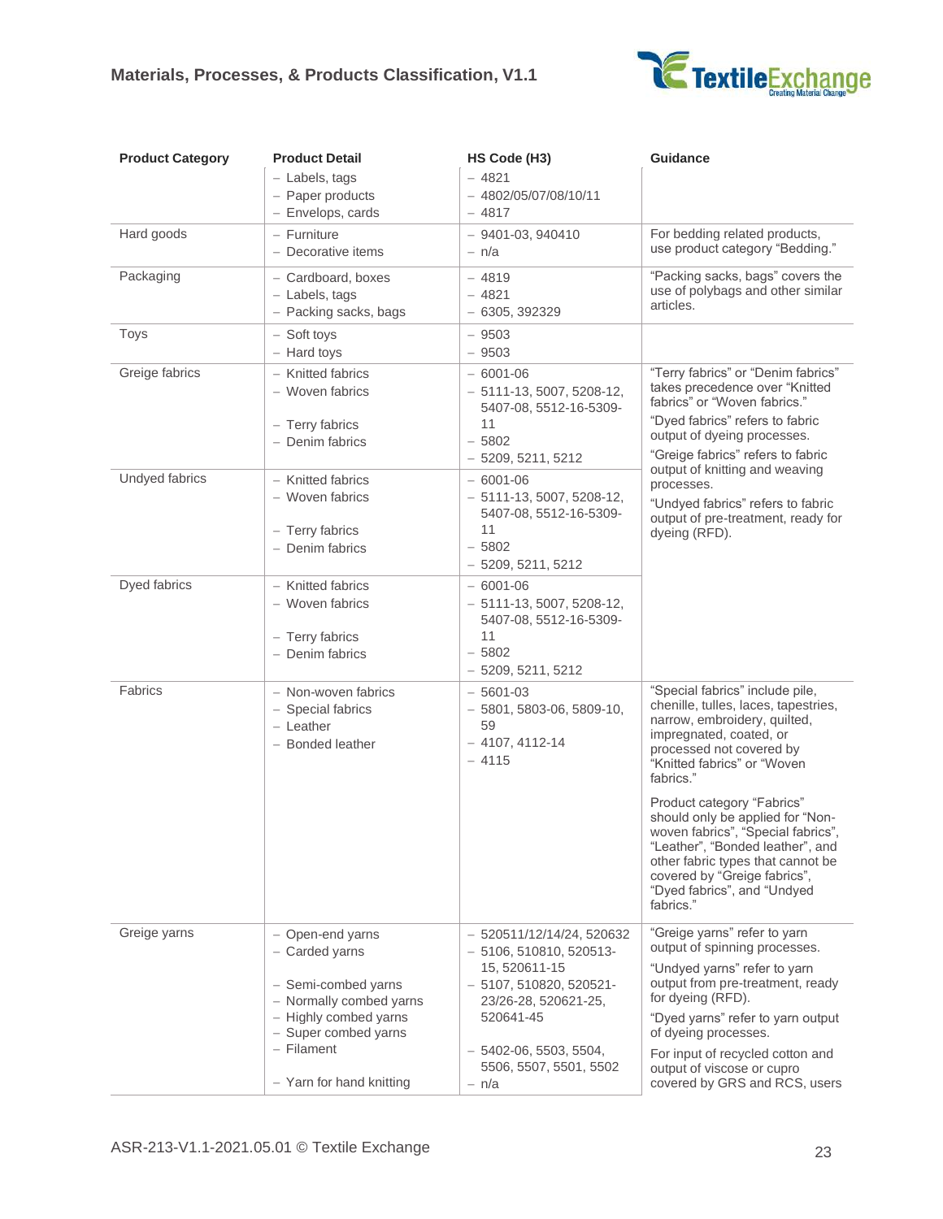| Product Category | Product Detail | HS Code (H3) | Guidance |
|---|---|---|---|
| | – Labels, tags<br>– Paper products<br>– Envelops, cards | – 4821<br>– 4802/05/07/08/10/11<br>– 4817 | |
| Hard goods | – Furniture<br>– Decorative items | – 9401-03, 940410<br>– n/a | For bedding related products, use product category "Bedding." |
| Packaging | – Cardboard, boxes<br>– Labels, tags<br>– Packing sacks, bags | – 4819<br>– 4821<br>– 6305, 392329 | "Packing sacks, bags" covers the use of polybags and other similar articles. |
| Toys | – Soft toys<br>– Hard toys | – 9503<br>– 9503 | |
| Greige fabrics | – Knitted fabrics<br>– Woven fabrics<br>– Terry fabrics<br>– Denim fabrics | – 6001-06<br>– 5111-13, 5007, 5208-12, 5407-08, 5512-16-5309-11<br>– 5802<br>– 5209, 5211, 5212 | "Terry fabrics" or "Denim fabrics" takes precedence over "Knitted fabrics" or "Woven fabrics."<br>"Dyed fabrics" refers to fabric output of dyeing processes.<br>"Greige fabrics" refers to fabric output of knitting and weaving processes.<br>"Undyed fabrics" refers to fabric output of pre-treatment, ready for dyeing (RFD). |
| Undyed fabrics | – Knitted fabrics<br>– Woven fabrics<br>– Terry fabrics<br>– Denim fabrics | – 6001-06<br>– 5111-13, 5007, 5208-12, 5407-08, 5512-16-5309-11<br>– 5802<br>– 5209, 5211, 5212 | |
| Dyed fabrics | – Knitted fabrics<br>– Woven fabrics<br>– Terry fabrics<br>– Denim fabrics | – 6001-06<br>– 5111-13, 5007, 5208-12, 5407-08, 5512-16-5309-11<br>– 5802<br>– 5209, 5211, 5212 | |
| Fabrics | – Non-woven fabrics<br>– Special fabrics<br>– Leather<br>– Bonded leather | – 5601-03<br>– 5801, 5803-06, 5809-10, 59<br>– 4107, 4112-14<br>– 4115 | "Special fabrics" include pile, chenille, tulles, laces, tapestries, narrow, embroidery, quilted, impregnated, coated, or processed not covered by "Knitted fabrics" or "Woven fabrics."<br>Product category "Fabrics" should only be applied for "Non-woven fabrics", "Special fabrics", "Leather", "Bonded leather", and other fabric types that cannot be covered by "Greige fabrics", "Dyed fabrics", and "Undyed fabrics." |
| Greige yarns | – Open-end yarns<br>– Carded yarns<br>– Semi-combed yarns<br>– Normally combed yarns<br>– Highly combed yarns<br>– Super combed yarns<br>– Filament<br>– Yarn for hand knitting | – 520511/12/14/24, 520632<br>– 5106, 510810, 520513-15, 520611-15<br>– 5107, 510820, 520521-23/26-28, 520621-25, 520641-45<br>– 5402-06, 5503, 5504, 5506, 5507, 5501, 5502<br>– n/a | "Greige yarns" refer to yarn output of spinning processes.<br>"Undyed yarns" refer to yarn output from pre-treatment, ready for dyeing (RFD).<br>"Dyed yarns" refer to yarn output of dyeing processes.<br>For input of recycled cotton and output of viscose or cupro covered by GRS and RCS, users |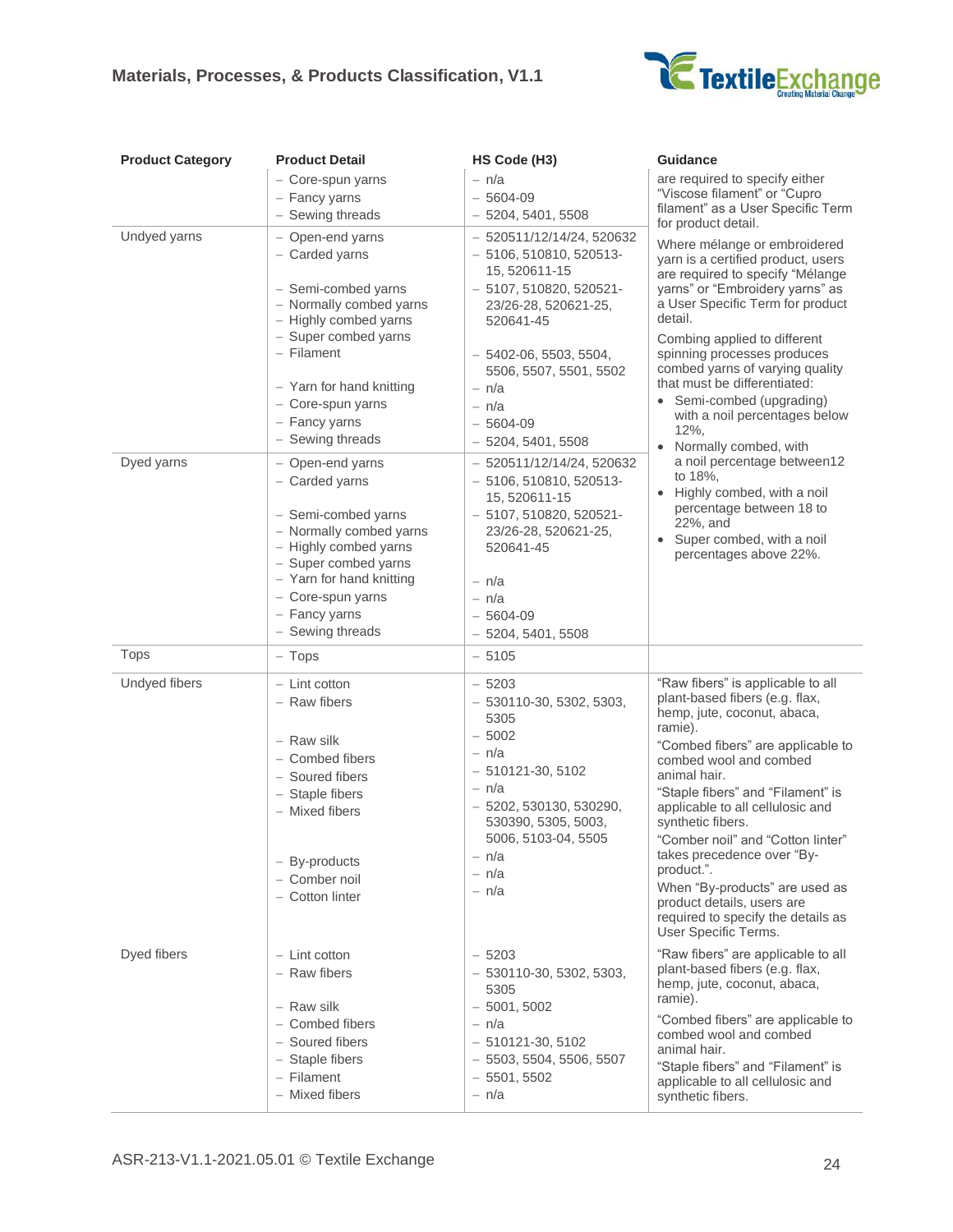| Product Category | Product Detail | HS Code (H3) | Guidance |
| --- | --- | --- | --- |
| | – Core-spun yarns<br>– Fancy yarns<br>– Sewing threads | – n/a<br>– 5604-09<br>– 5204, 5401, 5508 | are required to specify either "Viscose filament" or "Cupro filament" as a User Specific Term for product detail. |
| Undyed yarns | – Open-end yarns<br>– Carded yarns<br>– Semi-combed yarns<br>– Normally combed yarns<br>– Highly combed yarns<br>– Super combed yarns<br>– Filament<br>– Yarn for hand knitting<br>– Core-spun yarns<br>– Fancy yarns<br>– Sewing threads | – 520511/12/14/24, 520632<br>– 5106, 510810, 520513-15, 520611-15<br>– 5107, 510820, 520521-23/26-28, 520621-25, 520641-45<br>– 5402-06, 5503, 5504, 5506, 5507, 5501, 5502<br>– n/a<br>– n/a<br>– 5604-09<br>– 5204, 5401, 5508 | Where mélange or embroidered yarn is a certified product, users are required to specify "Mélange yarns" or "Embroidery yarns" as a User Specific Term for product detail.<br>Combing applied to different spinning processes produces combed yarns of varying quality that must be differentiated:<br>• Semi-combed (upgrading) with a noil percentages below 12%,<br>• Normally combed, with a noil percentage between12 to 18%,<br>• Highly combed, with a noil percentage between 18 to 22%, and<br>• Super combed, with a noil percentages above 22%. |
| Dyed yarns | – Open-end yarns<br>– Carded yarns<br>– Semi-combed yarns<br>– Normally combed yarns<br>– Highly combed yarns<br>– Super combed yarns<br>– Yarn for hand knitting<br>– Core-spun yarns<br>– Fancy yarns<br>– Sewing threads | – 520511/12/14/24, 520632<br>– 5106, 510810, 520513-15, 520611-15<br>– 5107, 510820, 520521-23/26-28, 520621-25, 520641-45<br>– n/a<br>– n/a<br>– 5604-09<br>– 5204, 5401, 5508 | |
| Tops | – Tops | – 5105 | |
| Undyed fibers | – Lint cotton<br>– Raw fibers<br>– Raw silk<br>– Combed fibers<br>– Soured fibers<br>– Staple fibers<br>– Mixed fibers<br>– By-products<br>– Comber noil<br>– Cotton linter | – 5203<br>– 530110-30, 5302, 5303, 5305<br>– 5002<br>– n/a<br>– 510121-30, 5102<br>– n/a<br>– 5202, 530130, 530290, 530390, 5305, 5003, 5006, 5103-04, 5505<br>– n/a<br>– n/a<br>– n/a | "Raw fibers" is applicable to all plant-based fibers (e.g. flax, hemp, jute, coconut, abaca, ramie).<br>"Combed fibers" are applicable to combed wool and combed animal hair.<br>"Staple fibers" and "Filament" is applicable to all cellulosic and synthetic fibers.<br>"Comber noil" and "Cotton linter" takes precedence over "By-product.".<br>When "By-products" are used as product details, users are required to specify the details as User Specific Terms. |
| Dyed fibers | – Lint cotton<br>– Raw fibers<br>– Raw silk<br>– Combed fibers<br>– Soured fibers<br>– Staple fibers<br>– Filament<br>– Mixed fibers | – 5203<br>– 530110-30, 5302, 5303, 5305<br>– 5001, 5002<br>– n/a<br>– 510121-30, 5102<br>– 5503, 5504, 5506, 5507<br>– 5501, 5502<br>– n/a | "Raw fibers" are applicable to all plant-based fibers (e.g. flax, hemp, jute, coconut, abaca, ramie).<br>"Combed fibers" are applicable to combed wool and combed animal hair.<br>"Staple fibers" and "Filament" is applicable to all cellulosic and synthetic fibers. |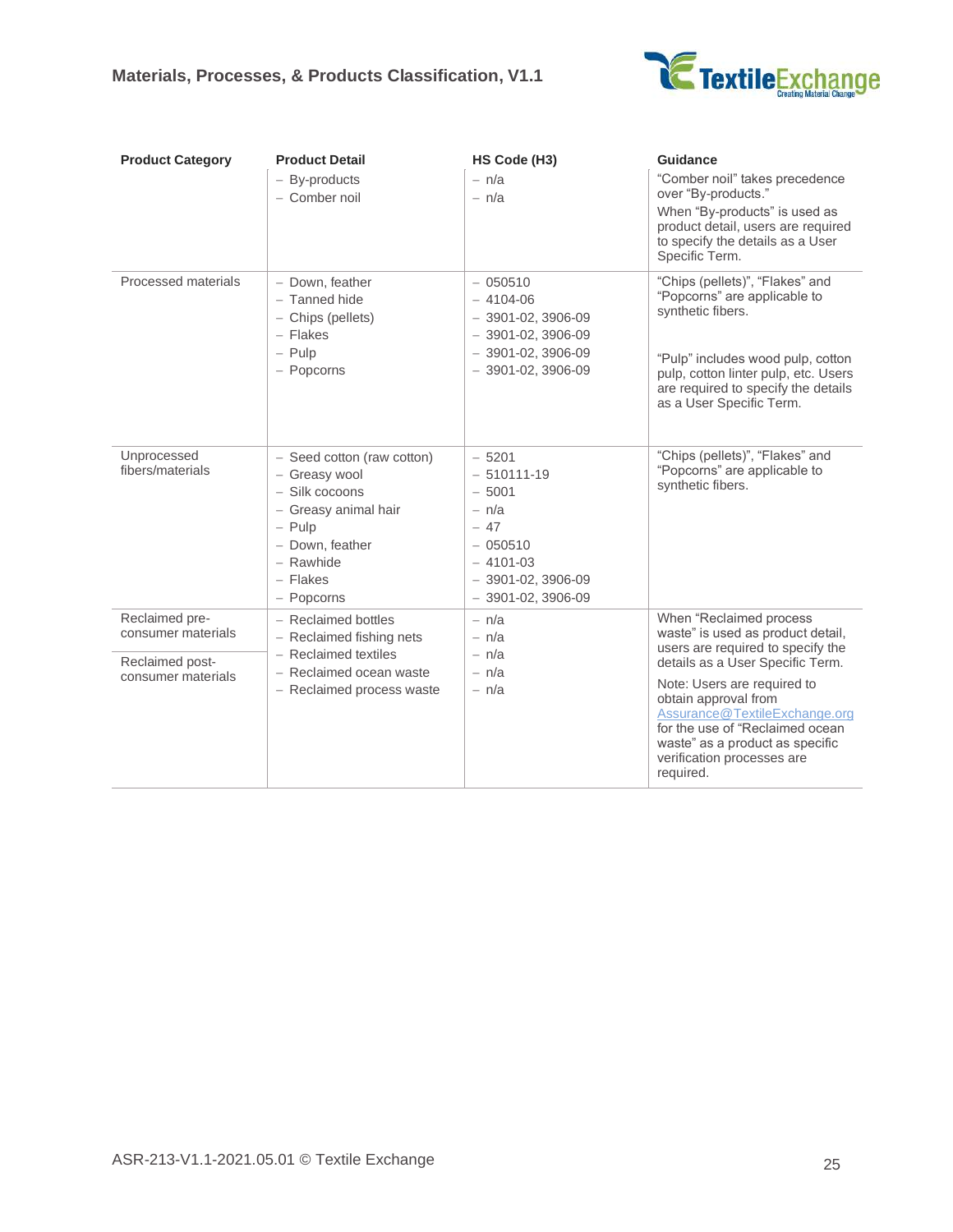| Product Category | Product Detail | HS Code (H3) | Guidance |
|---|---|---|---|
| | – By-products<br>– Comber noil | – n/a<br>– n/a | "Comber noil" takes precedence over "By-products."<br>When "By-products" is used as product detail, users are required to specify the details as a User Specific Term. |
| Processed materials | – Down, feather<br>– Tanned hide<br>– Chips (pellets)<br>– Flakes<br>– Pulp<br>– Popcorns | – 050510<br>– 4104-06<br>– 3901-02, 3906-09<br>– 3901-02, 3906-09<br>– 3901-02, 3906-09<br>– 3901-02, 3906-09 | "Chips (pellets)", "Flakes" and "Popcorns" are applicable to synthetic fibers.<br>"Pulp" includes wood pulp, cotton pulp, cotton linter pulp, etc. Users are required to specify the details as a User Specific Term. |
| Unprocessed fibers/materials | – Seed cotton (raw cotton)<br>– Greasy wool<br>– Silk cocoons<br>– Greasy animal hair<br>– Pulp<br>– Down, feather<br>– Rawhide<br>– Flakes<br>– Popcorns | – 5201<br>– 510111-19<br>– 5001<br>– n/a<br>– 47<br>– 050510<br>– 4101-03<br>– 3901-02, 3906-09<br>– 3901-02, 3906-09 | "Chips (pellets)", "Flakes" and "Popcorns" are applicable to synthetic fibers. |
| Reclaimed pre-consumer materials<br>Reclaimed post-consumer materials | – Reclaimed bottles<br>– Reclaimed fishing nets<br>– Reclaimed textiles<br>– Reclaimed ocean waste<br>– Reclaimed process waste | – n/a<br>– n/a<br>– n/a<br>– n/a<br>– n/a | When "Reclaimed process waste" is used as product detail, users are required to specify the details as a User Specific Term.<br>Note: Users are required to obtain approval from Assurance@TextileExchange.org for the use of "Reclaimed ocean waste" as a product as specific verification processes are required. |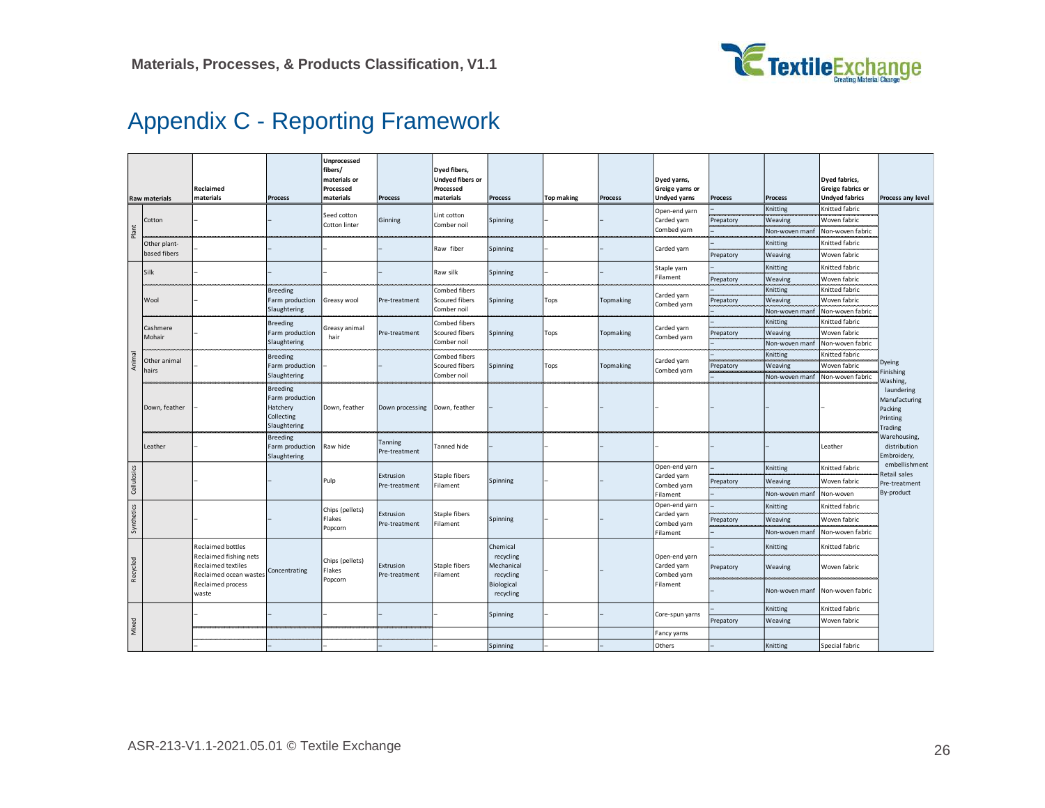# Appendix C - Reporting Framework

| | Raw materials | Reclaimed materials | Process | Unprocessed fibers/ materials or Processed materials | Process | Dyed fibers, Undyed fibers or Processed materials | Process | Top making | Process | Dyed yarns, Greige yarns or Undyed yarns | Process | Process | Dyed fabrics, Greige fabrics or Undyed fabrics | Process any level |
|---|---|---|---|---|---|---|---|---|---|---|---|---|---|---|
| Plant | Cotton | – | – | Seed cotton Cotton linter | Ginning | Lint cotton Comber noil | Spinning | – | – | Open-end yarn Carded yarn Combed yarn | – | Knitting | Knitted fabric | Dyeing Finishing Washing, laundering Manufacturing Packing Printing Trading Warehousing, distribution Embroidery, embellishment Retail sales Pre-treatment By-product |
| | | | | | | | | | | | Prepatory | Weaving | Woven fabric | |
| | | | | | | | | | | | – | Non-woven manf | Non-woven fabric | |
| | Other plant-based fibers | – | – | – | – | Raw fiber | Spinning | – | – | Carded yarn | – | Knitting | Knitted fabric | |
| | | | | | | | | | | | Prepatory | Weaving | Woven fabric | |
| Animal | Silk | – | – | – | – | Raw silk | Spinning | – | – | Staple yarn Filament | – | Knitting | Knitted fabric | |
| | | | | | | | | | | | Prepatory | Weaving | Woven fabric | |
| | Wool | – | Breeding Farm production Slaughtering | Greasy wool | Pre-treatment | Combed fibers Scoured fibers Comber noil | Spinning | Tops | Topmaking | Carded yarn Combed yarn | – | Knitting | Knitted fabric | |
| | | | | | | | | | | | Prepatory | Weaving | Woven fabric | |
| | | | | | | | | | | | – | Non-woven manf | Non-woven fabric | |
| | Cashmere Mohair | – | Breeding Farm production Slaughtering | Greasy animal hair | Pre-treatment | Combed fibers Scoured fibers Comber noil | Spinning | Tops | Topmaking | Carded yarn Combed yarn | – | Knitting | Knitted fabric | |
| | | | | | | | | | | | Prepatory | Weaving | Woven fabric | |
| | | | | | | | | | | | – | Non-woven manf | Non-woven fabric | |
| | Other animal hairs | – | Breeding Farm production Slaughtering | – | – | Combed fibers Scoured fibers Comber noil | Spinning | Tops | Topmaking | Carded yarn Combed yarn | – | Knitting | Knitted fabric | |
| | | | | | | | | | | | Prepatory | Weaving | Woven fabric | |
| | | | | | | | | | | | – | Non-woven manf | Non-woven fabric | |
| | Down, feather | – | Breeding Farm production Hatchery Collecting Slaughtering | Down, feather | Down processing | Down, feather | – | – | – | – | – | – | – | |
| | Leather | – | Breeding Farm production Slaughtering | Raw hide | Tanning Pre-treatment | Tanned hide | – | – | – | – | – | – | Leather | |
| Cellulosics | | – | – | Pulp | Extrusion Pre-treatment | Staple fibers Filament | Spinning | – | – | Open-end yarn Carded yarn Combed yarn Filament | – | Knitting | Knitted fabric | |
| | | | | | | | | | | | Prepatory | Weaving | Woven fabric | |
| | | | | | | | | | | | – | Non-woven manf | Non-woven | |
| Synthetics | | – | – | Chips (pellets) Flakes Popcorn | Extrusion Pre-treatment | Staple fibers Filament | Spinning | – | – | Open-end yarn Carded yarn Combed yarn Filament | – | Knitting | Knitted fabric | |
| | | | | | | | | | | | Prepatory | Weaving | Woven fabric | |
| | | | | | | | | | | | – | Non-woven manf | Non-woven fabric | |
| Recycled | | Reclaimed bottles Reclaimed fishing nets Reclaimed textiles Reclaimed ocean wastes Reclaimed process waste | Concentrating | Chips (pellets) Flakes Popcorn | Extrusion Pre-treatment | Staple fibers Filament | Chemical recycling Mechanical recycling Biological recycling | – | – | Open-end yarn Carded yarn Combed yarn Filament | – | Knitting | Knitted fabric | |
| | | | | | | | | | | | Prepatory | Weaving | Woven fabric | |
| | | | | | | | | | | | – | Non-woven manf | Non-woven fabric | |
| Mixed | | – | – | – | – | – | Spinning | – | – | Core-spun yarns | – | Knitting | Knitted fabric | |
| | | | | | | | | | | | Prepatory | Weaving | Woven fabric | |
| | | | | | | | | | | Fancy yarns | | | | |
| | | – | – | – | – | – | Spinning | – | – | Others | – | Knitting | Special fabric | |

ASR-213-V1.1-2021.05.01 © Textile Exchange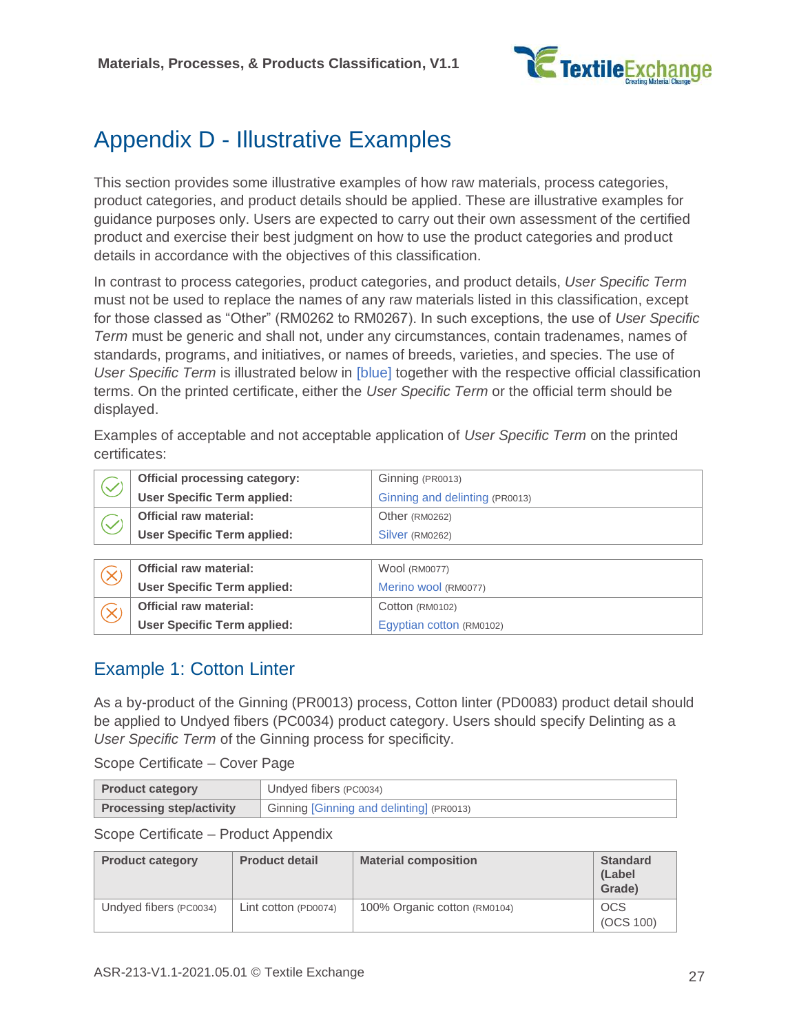# Appendix D - Illustrative Examples

This section provides some illustrative examples of how raw materials, process categories, product categories, and product details should be applied. These are illustrative examples for guidance purposes only. Users are expected to carry out their own assessment of the certified product and exercise their best judgment on how to use the product categories and product details in accordance with the objectives of this classification.

In contrast to process categories, product categories, and product details, *User Specific Term* must not be used to replace the names of any raw materials listed in this classification, except for those classed as "Other" (RM0262 to RM0267). In such exceptions, the use of *User Specific Term* must be generic and shall not, under any circumstances, contain tradenames, names of standards, programs, and initiatives, or names of breeds, varieties, and species. The use of *User Specific Term* is illustrated below in [blue] together with the respective official classification terms. On the printed certificate, either the *User Specific Term* or the official term should be displayed.

Examples of acceptable and not acceptable application of *User Specific Term* on the printed certificates:

| | | |
|---|---|---|
| ✓ | **Official processing category:** | Ginning (PR0013) |
| | **User Specific Term applied:** | Ginning and delinting (PR0013) |
| ✓ | **Official raw material:** | Other (RM0262) |
| | **User Specific Term applied:** | Silver (RM0262) |

| | | |
|---|---|---|
| ✗ | **Official raw material:** | Wool (RM0077) |
| | **User Specific Term applied:** | Merino wool (RM0077) |
| ✗ | **Official raw material:** | Cotton (RM0102) |
| | **User Specific Term applied:** | Egyptian cotton (RM0102) |

## Example 1: Cotton Linter

As a by-product of the Ginning (PR0013) process, Cotton linter (PD0083) product detail should be applied to Undyed fibers (PC0034) product category. Users should specify Delinting as a *User Specific Term* of the Ginning process for specificity.

Scope Certificate – Cover Page

| **Product category** | Undyed fibers (PC0034) |
|---|---|
| **Processing step/activity** | Ginning [Ginning and delinting] (PR0013) |

Scope Certificate – Product Appendix

| Product category | Product detail | Material composition | Standard (Label Grade) |
|---|---|---|---|
| Undyed fibers (PC0034) | Lint cotton (PD0074) | 100% Organic cotton (RM0104) | OCS (OCS 100) |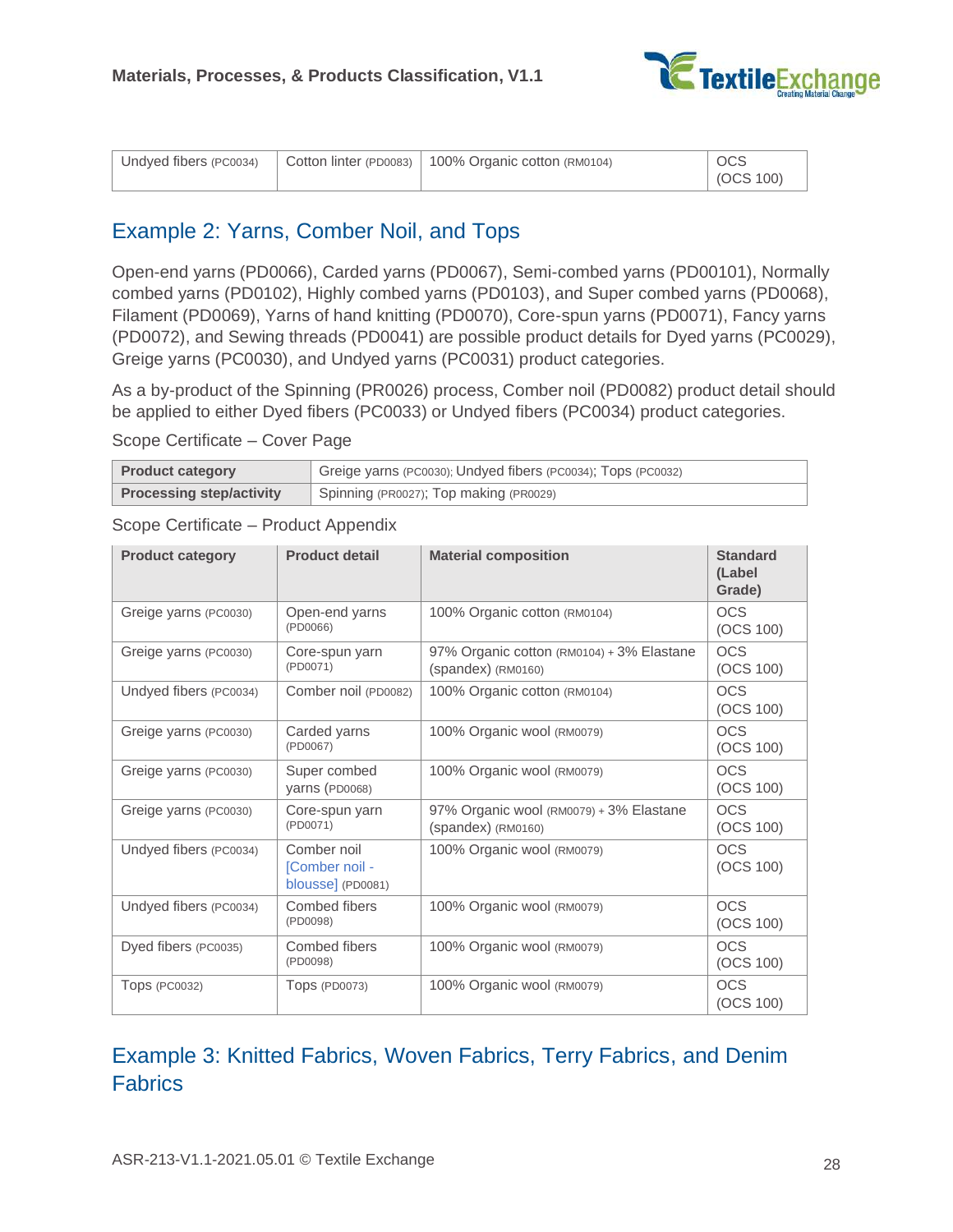| Undyed fibers (PC0034) | Cotton linter (PD0083) | 100% Organic cotton (RM0104) | OCS (OCS 100) |
|---|---|---|---|

## Example 2: Yarns, Comber Noil, and Tops

Open-end yarns (PD0066), Carded yarns (PD0067), Semi-combed yarns (PD00101), Normally combed yarns (PD0102), Highly combed yarns (PD0103), and Super combed yarns (PD0068), Filament (PD0069), Yarns of hand knitting (PD0070), Core-spun yarns (PD0071), Fancy yarns (PD0072), and Sewing threads (PD0041) are possible product details for Dyed yarns (PC0029), Greige yarns (PC0030), and Undyed yarns (PC0031) product categories.

As a by-product of the Spinning (PR0026) process, Comber noil (PD0082) product detail should be applied to either Dyed fibers (PC0033) or Undyed fibers (PC0034) product categories.

Scope Certificate – Cover Page

| **Product category** | Greige yarns (PC0030); Undyed fibers (PC0034); Tops (PC0032) |
|---|---|
| **Processing step/activity** | Spinning (PR0027); Top making (PR0029) |

Scope Certificate – Product Appendix

| Product category | Product detail | Material composition | Standard (Label Grade) |
|---|---|---|---|
| Greige yarns (PC0030) | Open-end yarns (PD0066) | 100% Organic cotton (RM0104) | OCS (OCS 100) |
| Greige yarns (PC0030) | Core-spun yarn (PD0071) | 97% Organic cotton (RM0104) + 3% Elastane (spandex) (RM0160) | OCS (OCS 100) |
| Undyed fibers (PC0034) | Comber noil (PD0082) | 100% Organic cotton (RM0104) | OCS (OCS 100) |
| Greige yarns (PC0030) | Carded yarns (PD0067) | 100% Organic wool (RM0079) | OCS (OCS 100) |
| Greige yarns (PC0030) | Super combed yarns (PD0068) | 100% Organic wool (RM0079) | OCS (OCS 100) |
| Greige yarns (PC0030) | Core-spun yarn (PD0071) | 97% Organic wool (RM0079) + 3% Elastane (spandex) (RM0160) | OCS (OCS 100) |
| Undyed fibers (PC0034) | Comber noil [Comber noil - blousse] (PD0081) | 100% Organic wool (RM0079) | OCS (OCS 100) |
| Undyed fibers (PC0034) | Combed fibers (PD0098) | 100% Organic wool (RM0079) | OCS (OCS 100) |
| Dyed fibers (PC0035) | Combed fibers (PD0098) | 100% Organic wool (RM0079) | OCS (OCS 100) |
| Tops (PC0032) | Tops (PD0073) | 100% Organic wool (RM0079) | OCS (OCS 100) |

## Example 3: Knitted Fabrics, Woven Fabrics, Terry Fabrics, and Denim Fabrics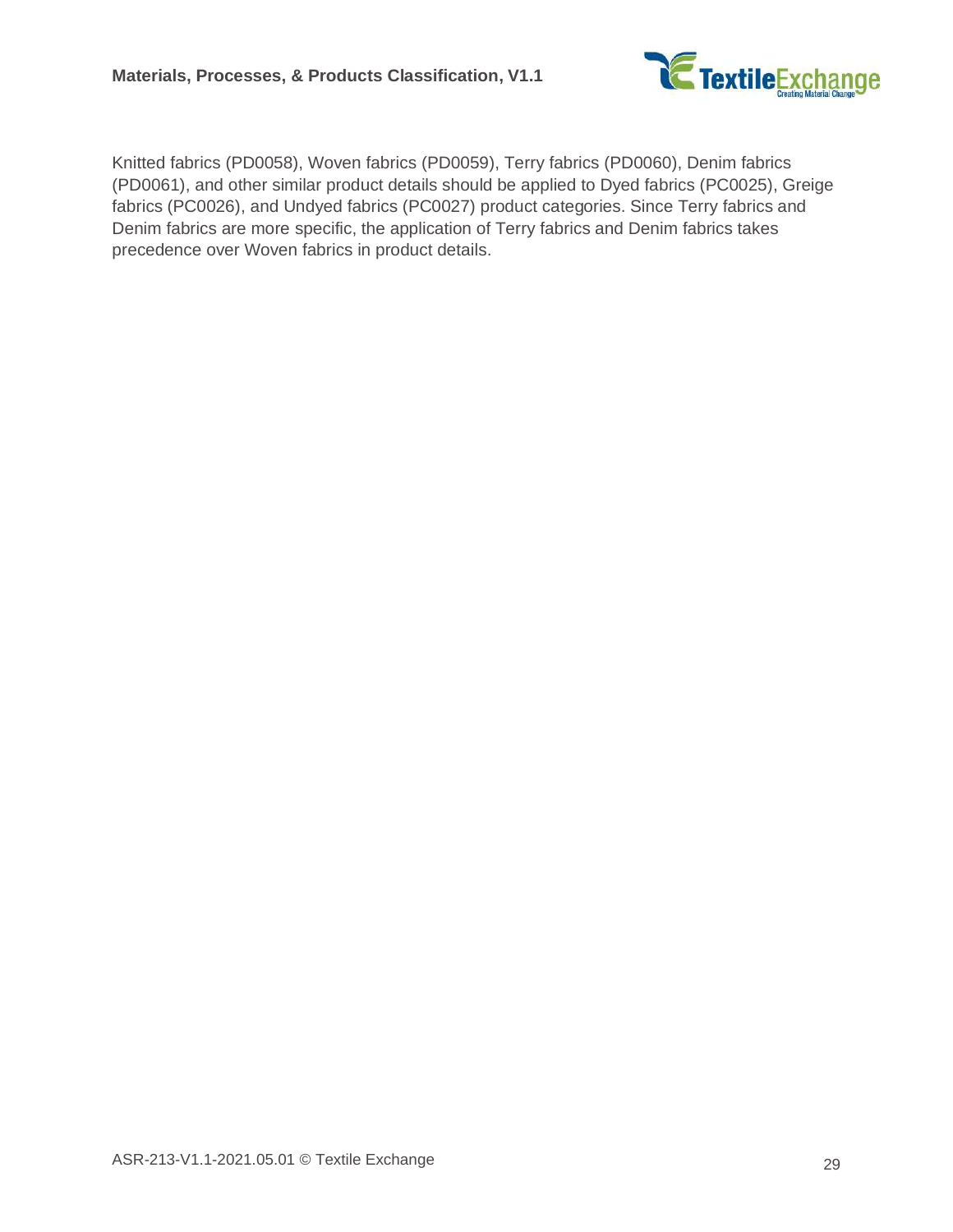Knitted fabrics (PD0058), Woven fabrics (PD0059), Terry fabrics (PD0060), Denim fabrics (PD0061), and other similar product details should be applied to Dyed fabrics (PC0025), Greige fabrics (PC0026), and Undyed fabrics (PC0027) product categories. Since Terry fabrics and Denim fabrics are more specific, the application of Terry fabrics and Denim fabrics takes precedence over Woven fabrics in product details.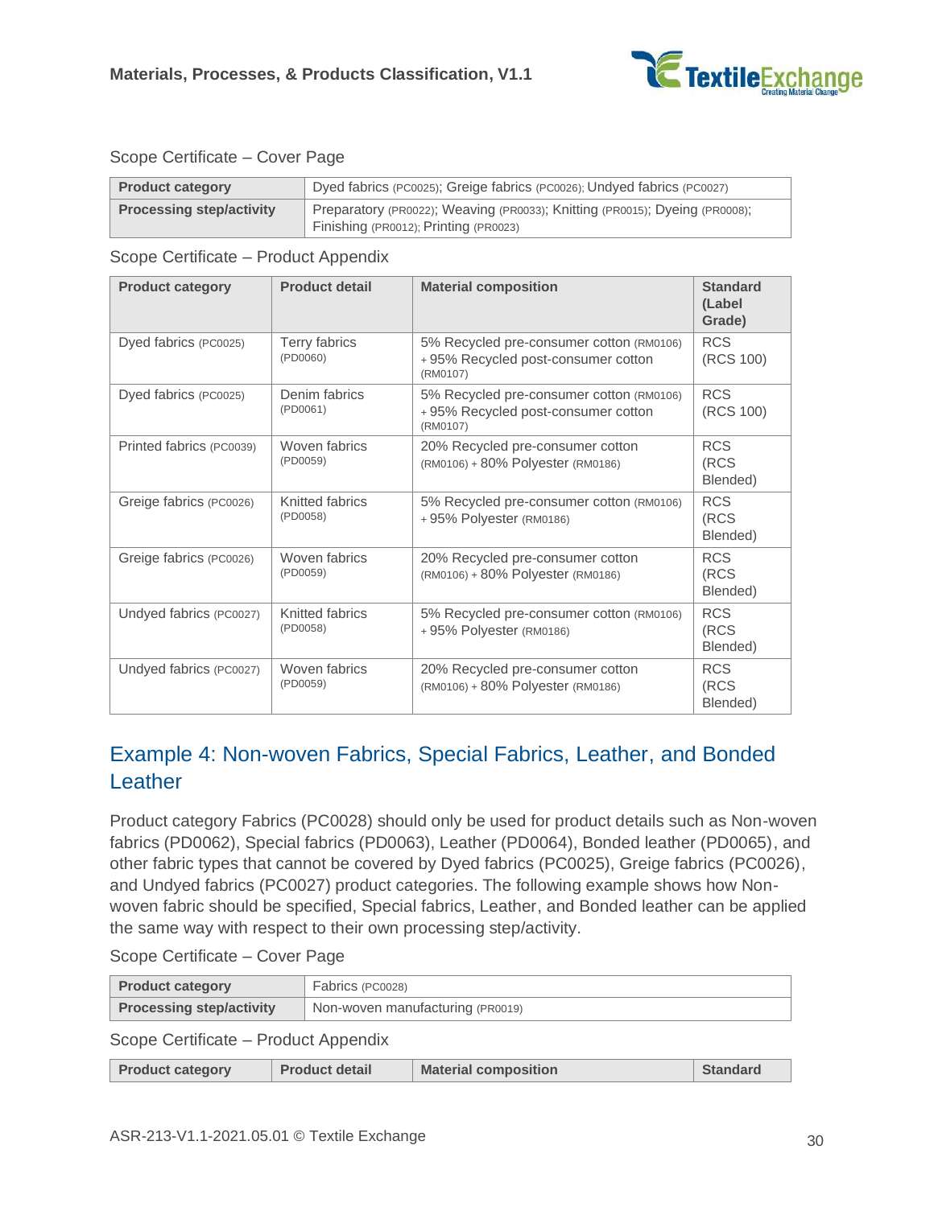Scope Certificate – Cover Page

| Product category | Dyed fabrics (PC0025); Greige fabrics (PC0026); Undyed fabrics (PC0027) |
|---|---|
| Processing step/activity | Preparatory (PR0022); Weaving (PR0033); Knitting (PR0015); Dyeing (PR0008); Finishing (PR0012); Printing (PR0023) |

Scope Certificate – Product Appendix

| Product category | Product detail | Material composition | Standard (Label Grade) |
|---|---|---|---|
| Dyed fabrics (PC0025) | Terry fabrics (PD0060) | 5% Recycled pre-consumer cotton (RM0106) + 95% Recycled post-consumer cotton (RM0107) | RCS (RCS 100) |
| Dyed fabrics (PC0025) | Denim fabrics (PD0061) | 5% Recycled pre-consumer cotton (RM0106) + 95% Recycled post-consumer cotton (RM0107) | RCS (RCS 100) |
| Printed fabrics (PC0039) | Woven fabrics (PD0059) | 20% Recycled pre-consumer cotton (RM0106) + 80% Polyester (RM0186) | RCS (RCS Blended) |
| Greige fabrics (PC0026) | Knitted fabrics (PD0058) | 5% Recycled pre-consumer cotton (RM0106) + 95% Polyester (RM0186) | RCS (RCS Blended) |
| Greige fabrics (PC0026) | Woven fabrics (PD0059) | 20% Recycled pre-consumer cotton (RM0106) + 80% Polyester (RM0186) | RCS (RCS Blended) |
| Undyed fabrics (PC0027) | Knitted fabrics (PD0058) | 5% Recycled pre-consumer cotton (RM0106) + 95% Polyester (RM0186) | RCS (RCS Blended) |
| Undyed fabrics (PC0027) | Woven fabrics (PD0059) | 20% Recycled pre-consumer cotton (RM0106) + 80% Polyester (RM0186) | RCS (RCS Blended) |

## Example 4: Non-woven Fabrics, Special Fabrics, Leather, and Bonded Leather

Product category Fabrics (PC0028) should only be used for product details such as Non-woven fabrics (PD0062), Special fabrics (PD0063), Leather (PD0064), Bonded leather (PD0065), and other fabric types that cannot be covered by Dyed fabrics (PC0025), Greige fabrics (PC0026), and Undyed fabrics (PC0027) product categories. The following example shows how Non-woven fabric should be specified, Special fabrics, Leather, and Bonded leather can be applied the same way with respect to their own processing step/activity.

Scope Certificate – Cover Page

| Product category | Fabrics (PC0028) |
|---|---|
| Processing step/activity | Non-woven manufacturing (PR0019) |

Scope Certificate – Product Appendix

| Product category | Product detail | Material composition | Standard |
|---|---|---|---|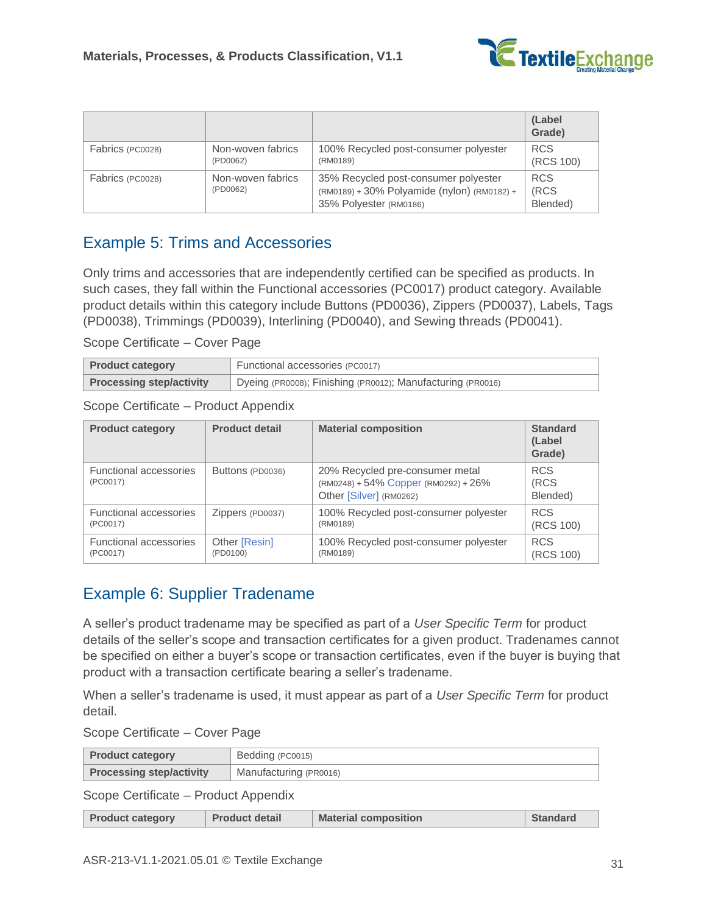| | | | (Label Grade) |
|---|---|---|---|
| Fabrics (PC0028) | Non-woven fabrics (PD0062) | 100% Recycled post-consumer polyester (RM0189) | RCS (RCS 100) |
| Fabrics (PC0028) | Non-woven fabrics (PD0062) | 35% Recycled post-consumer polyester (RM0189) + 30% Polyamide (nylon) (RM0182) + 35% Polyester (RM0186) | RCS (RCS Blended) |

## Example 5: Trims and Accessories

Only trims and accessories that are independently certified can be specified as products. In such cases, they fall within the Functional accessories (PC0017) product category. Available product details within this category include Buttons (PD0036), Zippers (PD0037), Labels, Tags (PD0038), Trimmings (PD0039), Interlining (PD0040), and Sewing threads (PD0041).

Scope Certificate – Cover Page

| **Product category** | Functional accessories (PC0017) |
|---|---|
| **Processing step/activity** | Dyeing (PR0008); Finishing (PR0012); Manufacturing (PR0016) |

Scope Certificate – Product Appendix

| Product category | Product detail | Material composition | Standard (Label Grade) |
|---|---|---|---|
| Functional accessories (PC0017) | Buttons (PD0036) | 20% Recycled pre-consumer metal (RM0248) + 54% Copper (RM0292) + 26% Other [Silver] (RM0262) | RCS (RCS Blended) |
| Functional accessories (PC0017) | Zippers (PD0037) | 100% Recycled post-consumer polyester (RM0189) | RCS (RCS 100) |
| Functional accessories (PC0017) | Other [Resin] (PD0100) | 100% Recycled post-consumer polyester (RM0189) | RCS (RCS 100) |

## Example 6: Supplier Tradename

A seller's product tradename may be specified as part of a *User Specific Term* for product details of the seller's scope and transaction certificates for a given product. Tradenames cannot be specified on either a buyer's scope or transaction certificates, even if the buyer is buying that product with a transaction certificate bearing a seller's tradename.

When a seller's tradename is used, it must appear as part of a *User Specific Term* for product detail.

Scope Certificate – Cover Page

| **Product category** | Bedding (PC0015) |
|---|---|
| **Processing step/activity** | Manufacturing (PR0016) |

Scope Certificate – Product Appendix

| Product category | Product detail | Material composition | Standard |
|---|---|---|---|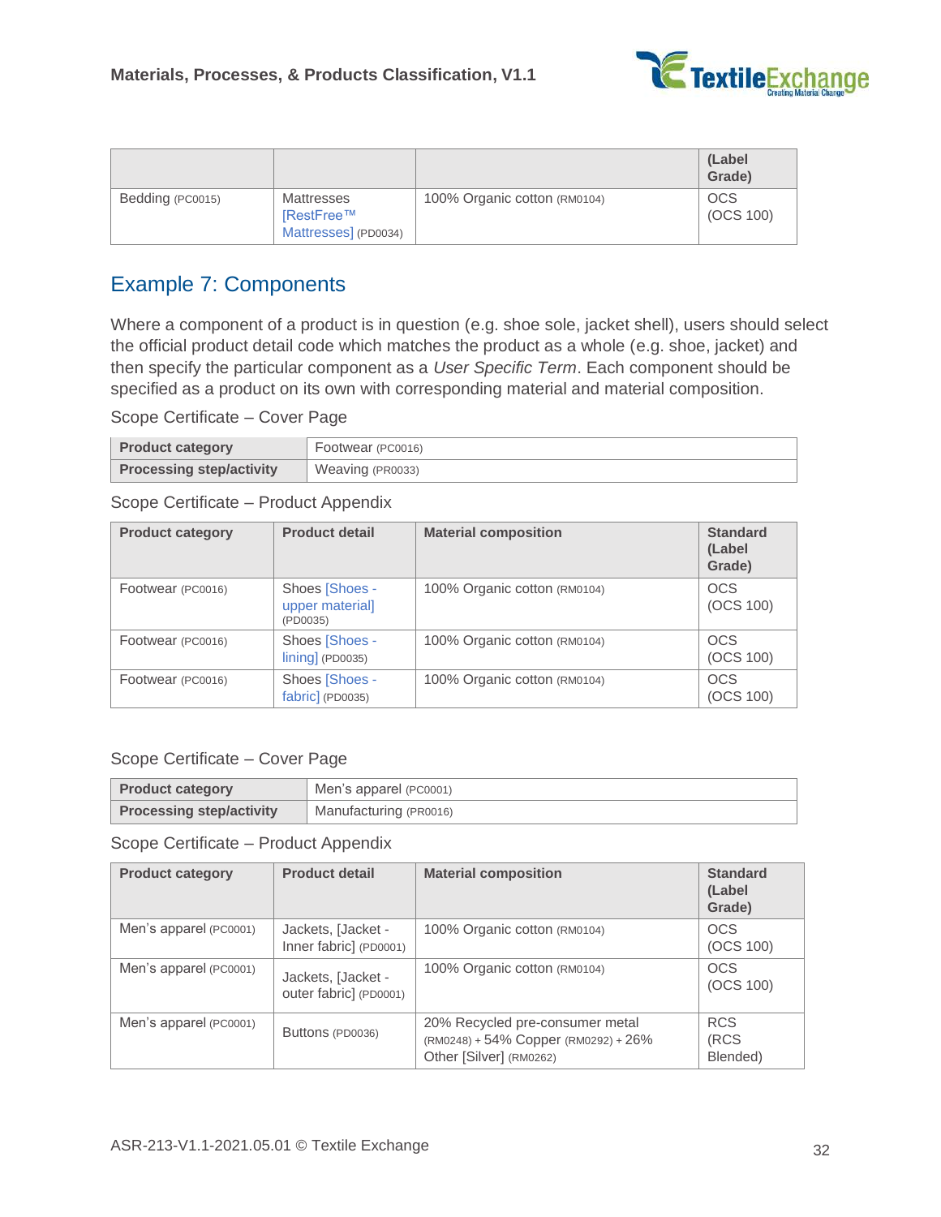| | | | (Label Grade) |
|---|---|---|---|
| Bedding (PC0015) | Mattresses [RestFree™ Mattresses] (PD0034) | 100% Organic cotton (RM0104) | OCS (OCS 100) |

## Example 7: Components

Where a component of a product is in question (e.g. shoe sole, jacket shell), users should select the official product detail code which matches the product as a whole (e.g. shoe, jacket) and then specify the particular component as a *User Specific Term*. Each component should be specified as a product on its own with corresponding material and material composition.

Scope Certificate – Cover Page

| **Product category** | Footwear (PC0016) |
|---|---|
| **Processing step/activity** | Weaving (PR0033) |

Scope Certificate – Product Appendix

| Product category | Product detail | Material composition | Standard (Label Grade) |
|---|---|---|---|
| Footwear (PC0016) | Shoes [Shoes - upper material] (PD0035) | 100% Organic cotton (RM0104) | OCS (OCS 100) |
| Footwear (PC0016) | Shoes [Shoes - lining] (PD0035) | 100% Organic cotton (RM0104) | OCS (OCS 100) |
| Footwear (PC0016) | Shoes [Shoes - fabric] (PD0035) | 100% Organic cotton (RM0104) | OCS (OCS 100) |

Scope Certificate – Cover Page

| **Product category** | Men's apparel (PC0001) |
|---|---|
| **Processing step/activity** | Manufacturing (PR0016) |

Scope Certificate – Product Appendix

| Product category | Product detail | Material composition | Standard (Label Grade) |
|---|---|---|---|
| Men's apparel (PC0001) | Jackets, [Jacket - Inner fabric] (PD0001) | 100% Organic cotton (RM0104) | OCS (OCS 100) |
| Men's apparel (PC0001) | Jackets, [Jacket - outer fabric] (PD0001) | 100% Organic cotton (RM0104) | OCS (OCS 100) |
| Men's apparel (PC0001) | Buttons (PD0036) | 20% Recycled pre-consumer metal (RM0248) + 54% Copper (RM0292) + 26% Other [Silver] (RM0262) | RCS (RCS Blended) |

ASR-213-V1.1-2021.05.01 © Textile Exchange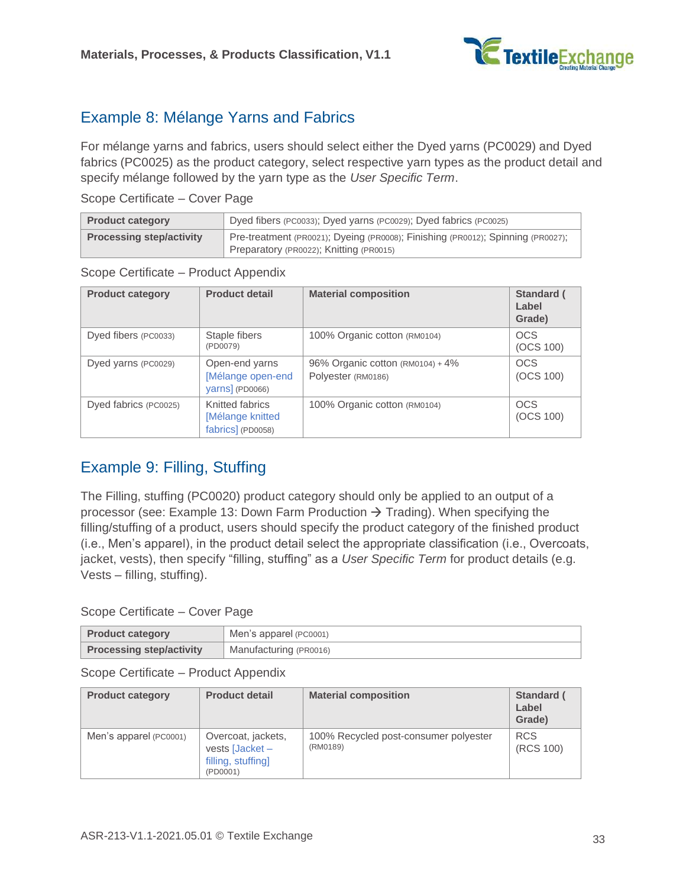## Example 8: Mélange Yarns and Fabrics

For mélange yarns and fabrics, users should select either the Dyed yarns (PC0029) and Dyed fabrics (PC0025) as the product category, select respective yarn types as the product detail and specify mélange followed by the yarn type as the *User Specific Term*.

Scope Certificate – Cover Page

| **Product category** | Dyed fibers (PC0033); Dyed yarns (PC0029); Dyed fabrics (PC0025) |
|---|---|
| **Processing step/activity** | Pre-treatment (PR0021); Dyeing (PR0008); Finishing (PR0012); Spinning (PR0027); Preparatory (PR0022); Knitting (PR0015) |

Scope Certificate – Product Appendix

| Product category | Product detail | Material composition | Standard ( Label Grade) |
|---|---|---|---|
| Dyed fibers (PC0033) | Staple fibers (PD0079) | 100% Organic cotton (RM0104) | OCS (OCS 100) |
| Dyed yarns (PC0029) | Open-end yarns [Mélange open-end yarns] (PD0066) | 96% Organic cotton (RM0104) + 4% Polyester (RM0186) | OCS (OCS 100) |
| Dyed fabrics (PC0025) | Knitted fabrics [Mélange knitted fabrics] (PD0058) | 100% Organic cotton (RM0104) | OCS (OCS 100) |

## Example 9: Filling, Stuffing

The Filling, stuffing (PC0020) product category should only be applied to an output of a processor (see: Example 13: Down Farm Production → Trading). When specifying the filling/stuffing of a product, users should specify the product category of the finished product (i.e., Men's apparel), in the product detail select the appropriate classification (i.e., Overcoats, jacket, vests), then specify "filling, stuffing" as a *User Specific Term* for product details (e.g. Vests – filling, stuffing).

Scope Certificate – Cover Page

| **Product category** | Men's apparel (PC0001) |
|---|---|
| **Processing step/activity** | Manufacturing (PR0016) |

Scope Certificate – Product Appendix

| Product category | Product detail | Material composition | Standard ( Label Grade) |
|---|---|---|---|
| Men's apparel (PC0001) | Overcoat, jackets, vests [Jacket – filling, stuffing] (PD0001) | 100% Recycled post-consumer polyester (RM0189) | RCS (RCS 100) |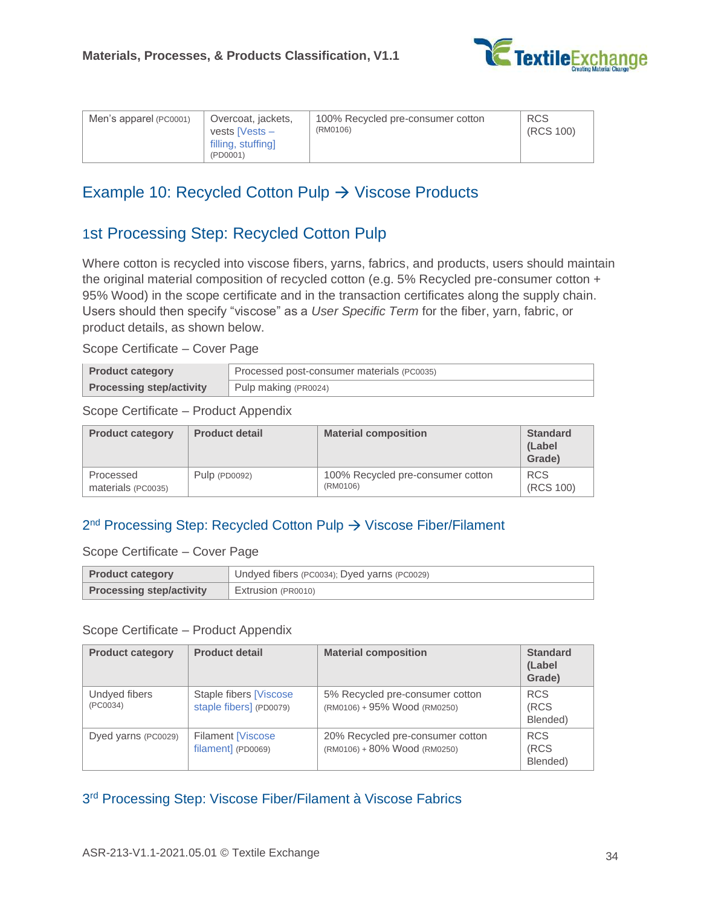| Men's apparel (PC0001) | Overcoat, jackets, vests [Vests – filling, stuffing] (PD0001) | 100% Recycled pre-consumer cotton (RM0106) | RCS (RCS 100) |
|---|---|---|---|

## Example 10: Recycled Cotton Pulp → Viscose Products

### 1st Processing Step: Recycled Cotton Pulp

Where cotton is recycled into viscose fibers, yarns, fabrics, and products, users should maintain the original material composition of recycled cotton (e.g. 5% Recycled pre-consumer cotton + 95% Wood) in the scope certificate and in the transaction certificates along the supply chain. Users should then specify "viscose" as a *User Specific Term* for the fiber, yarn, fabric, or product details, as shown below.

Scope Certificate – Cover Page

| **Product category** | Processed post-consumer materials (PC0035) |
|---|---|
| **Processing step/activity** | Pulp making (PR0024) |

Scope Certificate – Product Appendix

| Product category | Product detail | Material composition | Standard (Label Grade) |
|---|---|---|---|
| Processed materials (PC0035) | Pulp (PD0092) | 100% Recycled pre-consumer cotton (RM0106) | RCS (RCS 100) |

### 2nd Processing Step: Recycled Cotton Pulp → Viscose Fiber/Filament

Scope Certificate – Cover Page

| **Product category** | Undyed fibers (PC0034); Dyed yarns (PC0029) |
|---|---|
| **Processing step/activity** | Extrusion (PR0010) |

Scope Certificate – Product Appendix

| Product category | Product detail | Material composition | Standard (Label Grade) |
|---|---|---|---|
| Undyed fibers (PC0034) | Staple fibers [Viscose staple fibers] (PD0079) | 5% Recycled pre-consumer cotton (RM0106) + 95% Wood (RM0250) | RCS (RCS Blended) |
| Dyed yarns (PC0029) | Filament [Viscose filament] (PD0069) | 20% Recycled pre-consumer cotton (RM0106) + 80% Wood (RM0250) | RCS (RCS Blended) |

### 3rd Processing Step: Viscose Fiber/Filament à Viscose Fabrics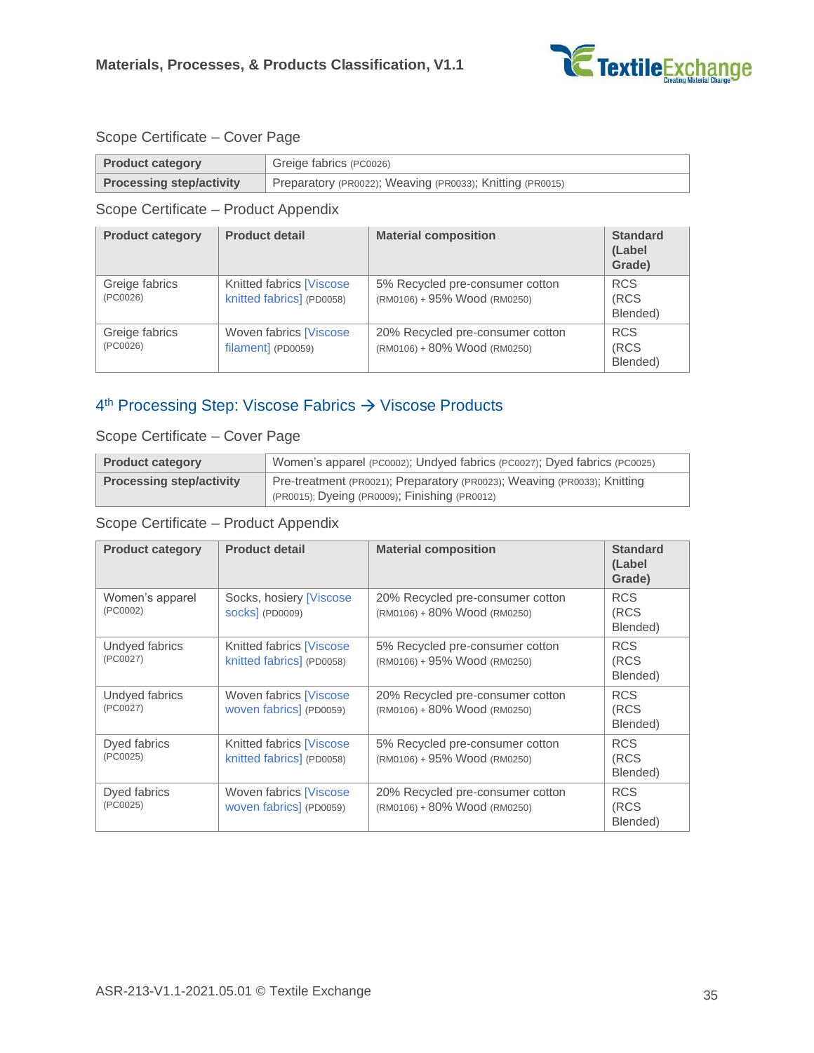Scope Certificate – Cover Page

| Product category | Greige fabrics (PC0026) |
|---|---|
| Processing step/activity | Preparatory (PR0022); Weaving (PR0033); Knitting (PR0015) |

Scope Certificate – Product Appendix

| Product category | Product detail | Material composition | Standard (Label Grade) |
|---|---|---|---|
| Greige fabrics (PC0026) | Knitted fabrics [Viscose knitted fabrics] (PD0058) | 5% Recycled pre-consumer cotton (RM0106) + 95% Wood (RM0250) | RCS (RCS Blended) |
| Greige fabrics (PC0026) | Woven fabrics [Viscose filament] (PD0059) | 20% Recycled pre-consumer cotton (RM0106) + 80% Wood (RM0250) | RCS (RCS Blended) |

## 4th Processing Step: Viscose Fabrics → Viscose Products

Scope Certificate – Cover Page

| Product category | Women's apparel (PC0002); Undyed fabrics (PC0027); Dyed fabrics (PC0025) |
|---|---|
| Processing step/activity | Pre-treatment (PR0021); Preparatory (PR0023); Weaving (PR0033); Knitting (PR0015); Dyeing (PR0009); Finishing (PR0012) |

Scope Certificate – Product Appendix

| Product category | Product detail | Material composition | Standard (Label Grade) |
|---|---|---|---|
| Women's apparel (PC0002) | Socks, hosiery [Viscose socks] (PD0009) | 20% Recycled pre-consumer cotton (RM0106) + 80% Wood (RM0250) | RCS (RCS Blended) |
| Undyed fabrics (PC0027) | Knitted fabrics [Viscose knitted fabrics] (PD0058) | 5% Recycled pre-consumer cotton (RM0106) + 95% Wood (RM0250) | RCS (RCS Blended) |
| Undyed fabrics (PC0027) | Woven fabrics [Viscose woven fabrics] (PD0059) | 20% Recycled pre-consumer cotton (RM0106) + 80% Wood (RM0250) | RCS (RCS Blended) |
| Dyed fabrics (PC0025) | Knitted fabrics [Viscose knitted fabrics] (PD0058) | 5% Recycled pre-consumer cotton (RM0106) + 95% Wood (RM0250) | RCS (RCS Blended) |
| Dyed fabrics (PC0025) | Woven fabrics [Viscose woven fabrics] (PD0059) | 20% Recycled pre-consumer cotton (RM0106) + 80% Wood (RM0250) | RCS (RCS Blended) |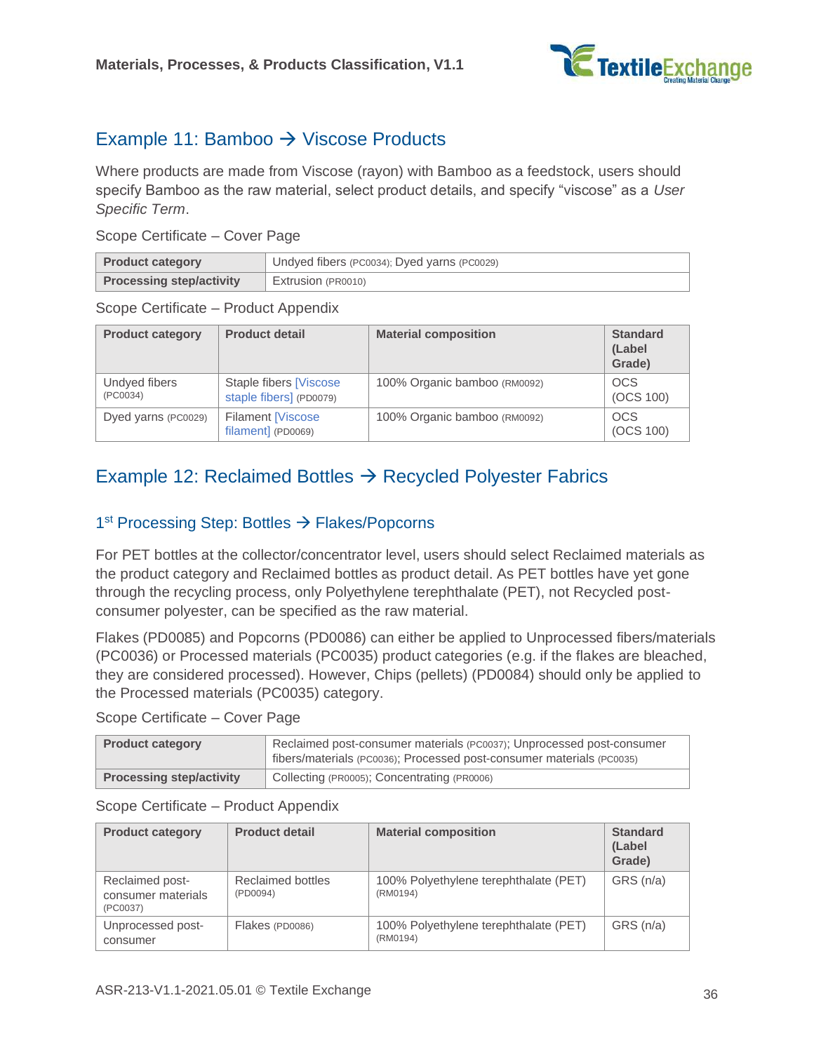## Example 11: Bamboo → Viscose Products

Where products are made from Viscose (rayon) with Bamboo as a feedstock, users should specify Bamboo as the raw material, select product details, and specify "viscose" as a *User Specific Term*.

Scope Certificate – Cover Page

| **Product category** | Undyed fibers (PC0034); Dyed yarns (PC0029) |
|---|---|
| **Processing step/activity** | Extrusion (PR0010) |

Scope Certificate – Product Appendix

| Product category | Product detail | Material composition | Standard (Label Grade) |
|---|---|---|---|
| Undyed fibers (PC0034) | Staple fibers [Viscose staple fibers] (PD0079) | 100% Organic bamboo (RM0092) | OCS (OCS 100) |
| Dyed yarns (PC0029) | Filament [Viscose filament] (PD0069) | 100% Organic bamboo (RM0092) | OCS (OCS 100) |

## Example 12: Reclaimed Bottles → Recycled Polyester Fabrics

### 1st Processing Step: Bottles → Flakes/Popcorns

For PET bottles at the collector/concentrator level, users should select Reclaimed materials as the product category and Reclaimed bottles as product detail. As PET bottles have yet gone through the recycling process, only Polyethylene terephthalate (PET), not Recycled post-consumer polyester, can be specified as the raw material.

Flakes (PD0085) and Popcorns (PD0086) can either be applied to Unprocessed fibers/materials (PC0036) or Processed materials (PC0035) product categories (e.g. if the flakes are bleached, they are considered processed). However, Chips (pellets) (PD0084) should only be applied to the Processed materials (PC0035) category.

Scope Certificate – Cover Page

| **Product category** | Reclaimed post-consumer materials (PC0037); Unprocessed post-consumer fibers/materials (PC0036); Processed post-consumer materials (PC0035) |
|---|---|
| **Processing step/activity** | Collecting (PR0005); Concentrating (PR0006) |

Scope Certificate – Product Appendix

| Product category | Product detail | Material composition | Standard (Label Grade) |
|---|---|---|---|
| Reclaimed post-consumer materials (PC0037) | Reclaimed bottles (PD0094) | 100% Polyethylene terephthalate (PET) (RM0194) | GRS (n/a) |
| Unprocessed post-consumer | Flakes (PD0086) | 100% Polyethylene terephthalate (PET) (RM0194) | GRS (n/a) |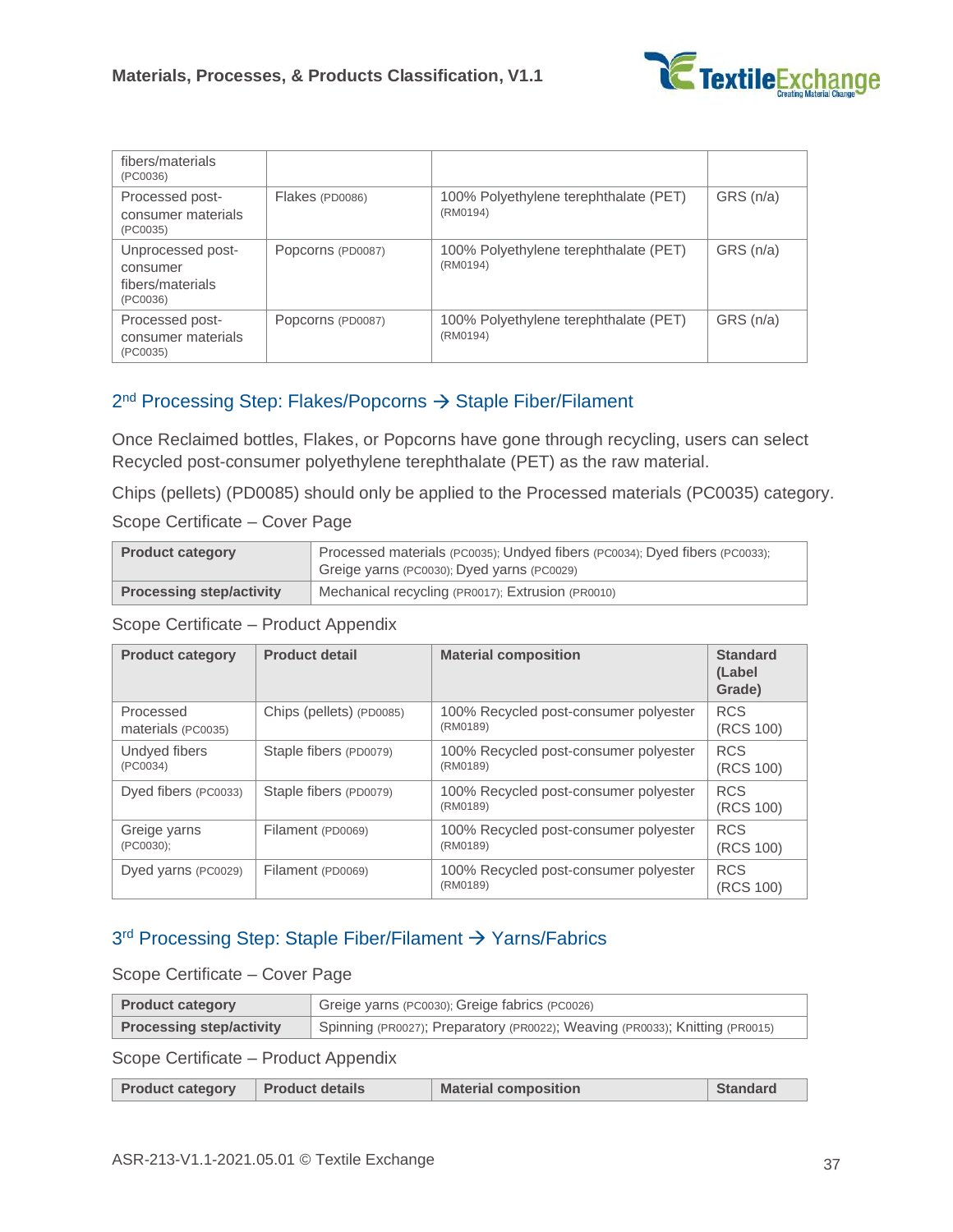| fibers/materials (PC0036) | | | |
|---|---|---|---|
| Processed post-consumer materials (PC0035) | Flakes (PD0086) | 100% Polyethylene terephthalate (PET) (RM0194) | GRS (n/a) |
| Unprocessed post-consumer fibers/materials (PC0036) | Popcorns (PD0087) | 100% Polyethylene terephthalate (PET) (RM0194) | GRS (n/a) |
| Processed post-consumer materials (PC0035) | Popcorns (PD0087) | 100% Polyethylene terephthalate (PET) (RM0194) | GRS (n/a) |

## 2nd Processing Step: Flakes/Popcorns → Staple Fiber/Filament

Once Reclaimed bottles, Flakes, or Popcorns have gone through recycling, users can select Recycled post-consumer polyethylene terephthalate (PET) as the raw material.

Chips (pellets) (PD0085) should only be applied to the Processed materials (PC0035) category.

Scope Certificate – Cover Page

| **Product category** | Processed materials (PC0035); Undyed fibers (PC0034); Dyed fibers (PC0033); Greige yarns (PC0030); Dyed yarns (PC0029) |
|---|---|
| **Processing step/activity** | Mechanical recycling (PR0017); Extrusion (PR0010) |

Scope Certificate – Product Appendix

| Product category | Product detail | Material composition | Standard (Label Grade) |
|---|---|---|---|
| Processed materials (PC0035) | Chips (pellets) (PD0085) | 100% Recycled post-consumer polyester (RM0189) | RCS (RCS 100) |
| Undyed fibers (PC0034) | Staple fibers (PD0079) | 100% Recycled post-consumer polyester (RM0189) | RCS (RCS 100) |
| Dyed fibers (PC0033) | Staple fibers (PD0079) | 100% Recycled post-consumer polyester (RM0189) | RCS (RCS 100) |
| Greige yarns (PC0030); | Filament (PD0069) | 100% Recycled post-consumer polyester (RM0189) | RCS (RCS 100) |
| Dyed yarns (PC0029) | Filament (PD0069) | 100% Recycled post-consumer polyester (RM0189) | RCS (RCS 100) |

## 3rd Processing Step: Staple Fiber/Filament → Yarns/Fabrics

Scope Certificate – Cover Page

| **Product category** | Greige yarns (PC0030); Greige fabrics (PC0026) |
|---|---|
| **Processing step/activity** | Spinning (PR0027); Preparatory (PR0022); Weaving (PR0033); Knitting (PR0015) |

Scope Certificate – Product Appendix

| Product category | Product details | Material composition | Standard |
|---|---|---|---|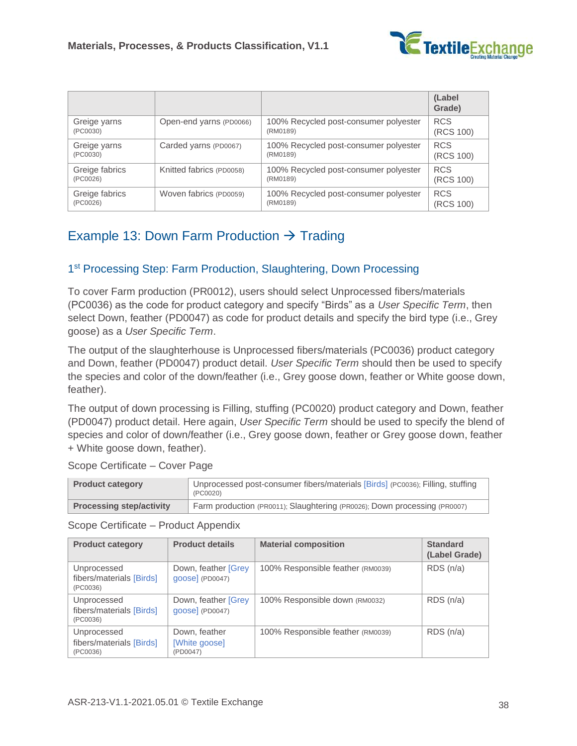| | | | (Label Grade) |
|---|---|---|---|
| Greige yarns (PC0030) | Open-end yarns (PD0066) | 100% Recycled post-consumer polyester (RM0189) | RCS (RCS 100) |
| Greige yarns (PC0030) | Carded yarns (PD0067) | 100% Recycled post-consumer polyester (RM0189) | RCS (RCS 100) |
| Greige fabrics (PC0026) | Knitted fabrics (PD0058) | 100% Recycled post-consumer polyester (RM0189) | RCS (RCS 100) |
| Greige fabrics (PC0026) | Woven fabrics (PD0059) | 100% Recycled post-consumer polyester (RM0189) | RCS (RCS 100) |

## Example 13: Down Farm Production → Trading

### 1st Processing Step: Farm Production, Slaughtering, Down Processing

To cover Farm production (PR0012), users should select Unprocessed fibers/materials (PC0036) as the code for product category and specify "Birds" as a *User Specific Term*, then select Down, feather (PD0047) as code for product details and specify the bird type (i.e., Grey goose) as a *User Specific Term*.

The output of the slaughterhouse is Unprocessed fibers/materials (PC0036) product category and Down, feather (PD0047) product detail. *User Specific Term* should then be used to specify the species and color of the down/feather (i.e., Grey goose down, feather or White goose down, feather).

The output of down processing is Filling, stuffing (PC0020) product category and Down, feather (PD0047) product detail. Here again, *User Specific Term* should be used to specify the blend of species and color of down/feather (i.e., Grey goose down, feather or Grey goose down, feather + White goose down, feather).

Scope Certificate – Cover Page

| | |
|---|---|
| **Product category** | Unprocessed post-consumer fibers/materials [Birds] (PC0036); Filling, stuffing (PC0020) |
| **Processing step/activity** | Farm production (PR0011); Slaughtering (PR0026); Down processing (PR0007) |

Scope Certificate – Product Appendix

| Product category | Product details | Material composition | Standard (Label Grade) |
|---|---|---|---|
| Unprocessed fibers/materials [Birds] (PC0036) | Down, feather [Grey goose] (PD0047) | 100% Responsible feather (RM0039) | RDS (n/a) |
| Unprocessed fibers/materials [Birds] (PC0036) | Down, feather [Grey goose] (PD0047) | 100% Responsible down (RM0032) | RDS (n/a) |
| Unprocessed fibers/materials [Birds] (PC0036) | Down, feather [White goose] (PD0047) | 100% Responsible feather (RM0039) | RDS (n/a) |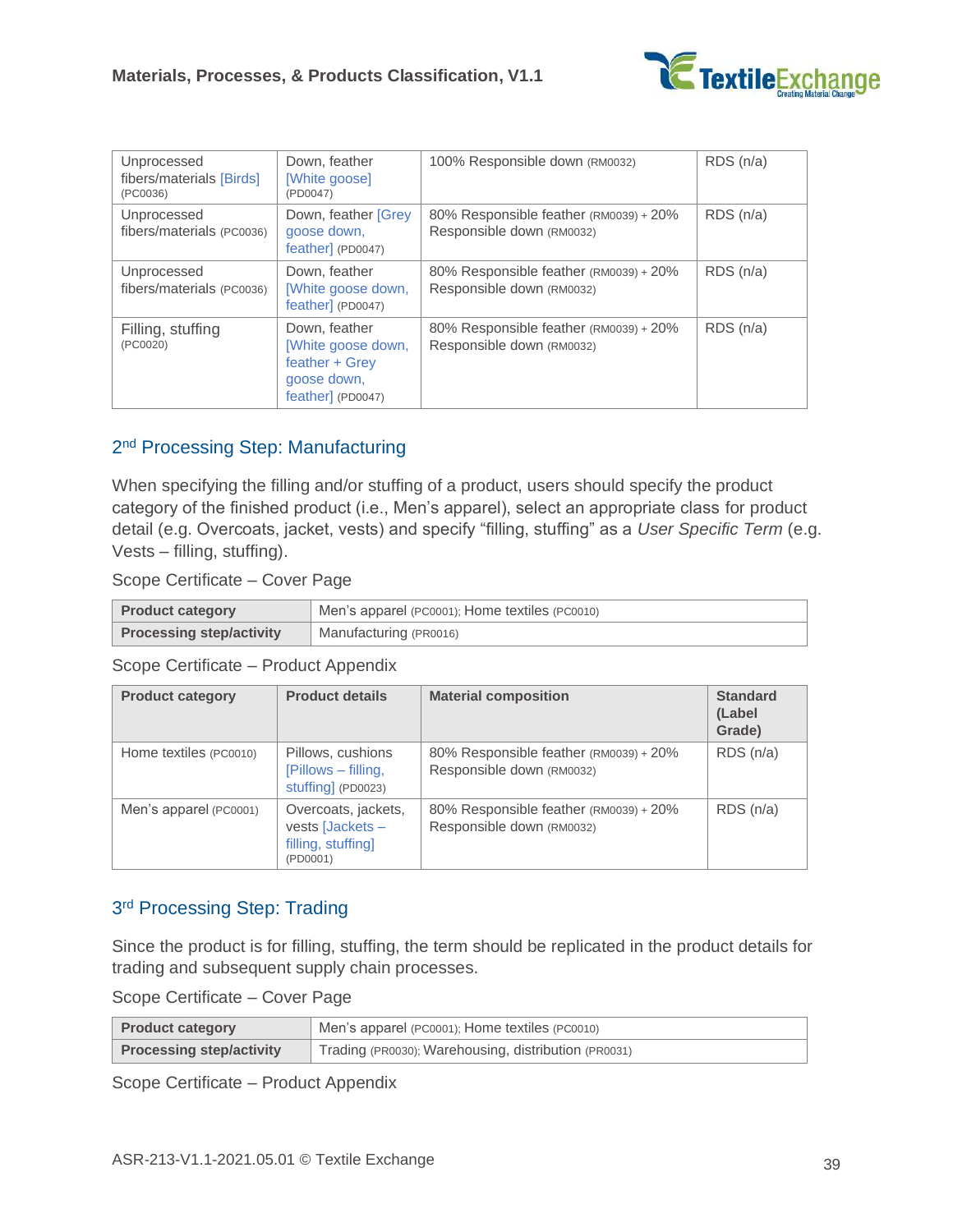| | | | |
|---|---|---|---|
| Unprocessed fibers/materials [Birds] (PC0036) | Down, feather [White goose] (PD0047) | 100% Responsible down (RM0032) | RDS (n/a) |
| Unprocessed fibers/materials (PC0036) | Down, feather [Grey goose down, feather] (PD0047) | 80% Responsible feather (RM0039) + 20% Responsible down (RM0032) | RDS (n/a) |
| Unprocessed fibers/materials (PC0036) | Down, feather [White goose down, feather] (PD0047) | 80% Responsible feather (RM0039) + 20% Responsible down (RM0032) | RDS (n/a) |
| Filling, stuffing (PC0020) | Down, feather [White goose down, feather + Grey goose down, feather] (PD0047) | 80% Responsible feather (RM0039) + 20% Responsible down (RM0032) | RDS (n/a) |

## 2nd Processing Step: Manufacturing

When specifying the filling and/or stuffing of a product, users should specify the product category of the finished product (i.e., Men's apparel), select an appropriate class for product detail (e.g. Overcoats, jacket, vests) and specify "filling, stuffing" as a *User Specific Term* (e.g. Vests – filling, stuffing).

Scope Certificate – Cover Page

| | |
|---|---|
| **Product category** | Men's apparel (PC0001); Home textiles (PC0010) |
| **Processing step/activity** | Manufacturing (PR0016) |

Scope Certificate – Product Appendix

| **Product category** | **Product details** | **Material composition** | **Standard (Label Grade)** |
|---|---|---|---|
| Home textiles (PC0010) | Pillows, cushions [Pillows – filling, stuffing] (PD0023) | 80% Responsible feather (RM0039) + 20% Responsible down (RM0032) | RDS (n/a) |
| Men's apparel (PC0001) | Overcoats, jackets, vests [Jackets – filling, stuffing] (PD0001) | 80% Responsible feather (RM0039) + 20% Responsible down (RM0032) | RDS (n/a) |

## 3rd Processing Step: Trading

Since the product is for filling, stuffing, the term should be replicated in the product details for trading and subsequent supply chain processes.

Scope Certificate – Cover Page

| | |
|---|---|
| **Product category** | Men's apparel (PC0001); Home textiles (PC0010) |
| **Processing step/activity** | Trading (PR0030); Warehousing, distribution (PR0031) |

Scope Certificate – Product Appendix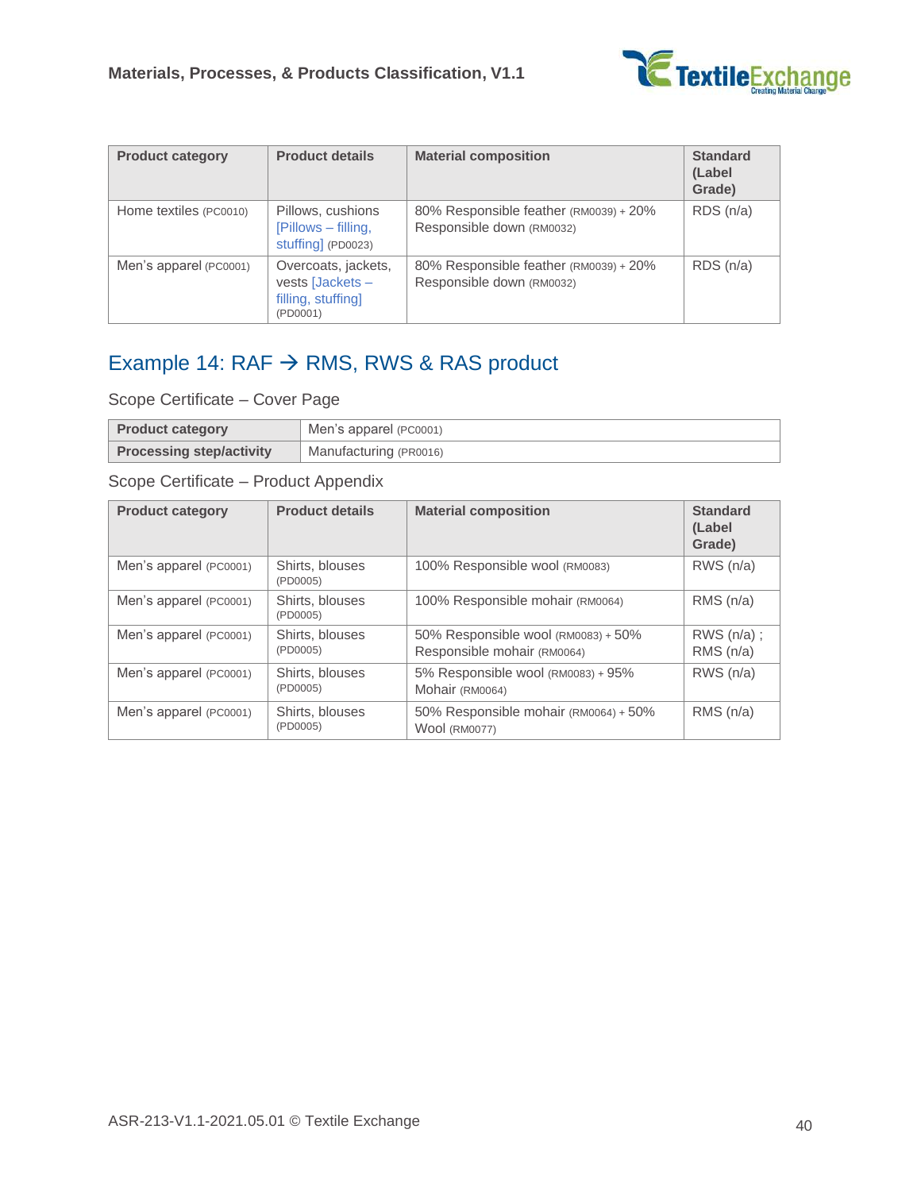| Product category | Product details | Material composition | Standard (Label Grade) |
|---|---|---|---|
| Home textiles (PC0010) | Pillows, cushions [Pillows – filling, stuffing] (PD0023) | 80% Responsible feather (RM0039) + 20% Responsible down (RM0032) | RDS (n/a) |
| Men's apparel (PC0001) | Overcoats, jackets, vests [Jackets – filling, stuffing] (PD0001) | 80% Responsible feather (RM0039) + 20% Responsible down (RM0032) | RDS (n/a) |

## Example 14: RAF → RMS, RWS & RAS product

Scope Certificate – Cover Page

| | |
|---|---|
| **Product category** | Men's apparel (PC0001) |
| **Processing step/activity** | Manufacturing (PR0016) |

Scope Certificate – Product Appendix

| Product category | Product details | Material composition | Standard (Label Grade) |
|---|---|---|---|
| Men's apparel (PC0001) | Shirts, blouses (PD0005) | 100% Responsible wool (RM0083) | RWS (n/a) |
| Men's apparel (PC0001) | Shirts, blouses (PD0005) | 100% Responsible mohair (RM0064) | RMS (n/a) |
| Men's apparel (PC0001) | Shirts, blouses (PD0005) | 50% Responsible wool (RM0083) + 50% Responsible mohair (RM0064) | RWS (n/a) ; RMS (n/a) |
| Men's apparel (PC0001) | Shirts, blouses (PD0005) | 5% Responsible wool (RM0083) + 95% Mohair (RM0064) | RWS (n/a) |
| Men's apparel (PC0001) | Shirts, blouses (PD0005) | 50% Responsible mohair (RM0064) + 50% Wool (RM0077) | RMS (n/a) |